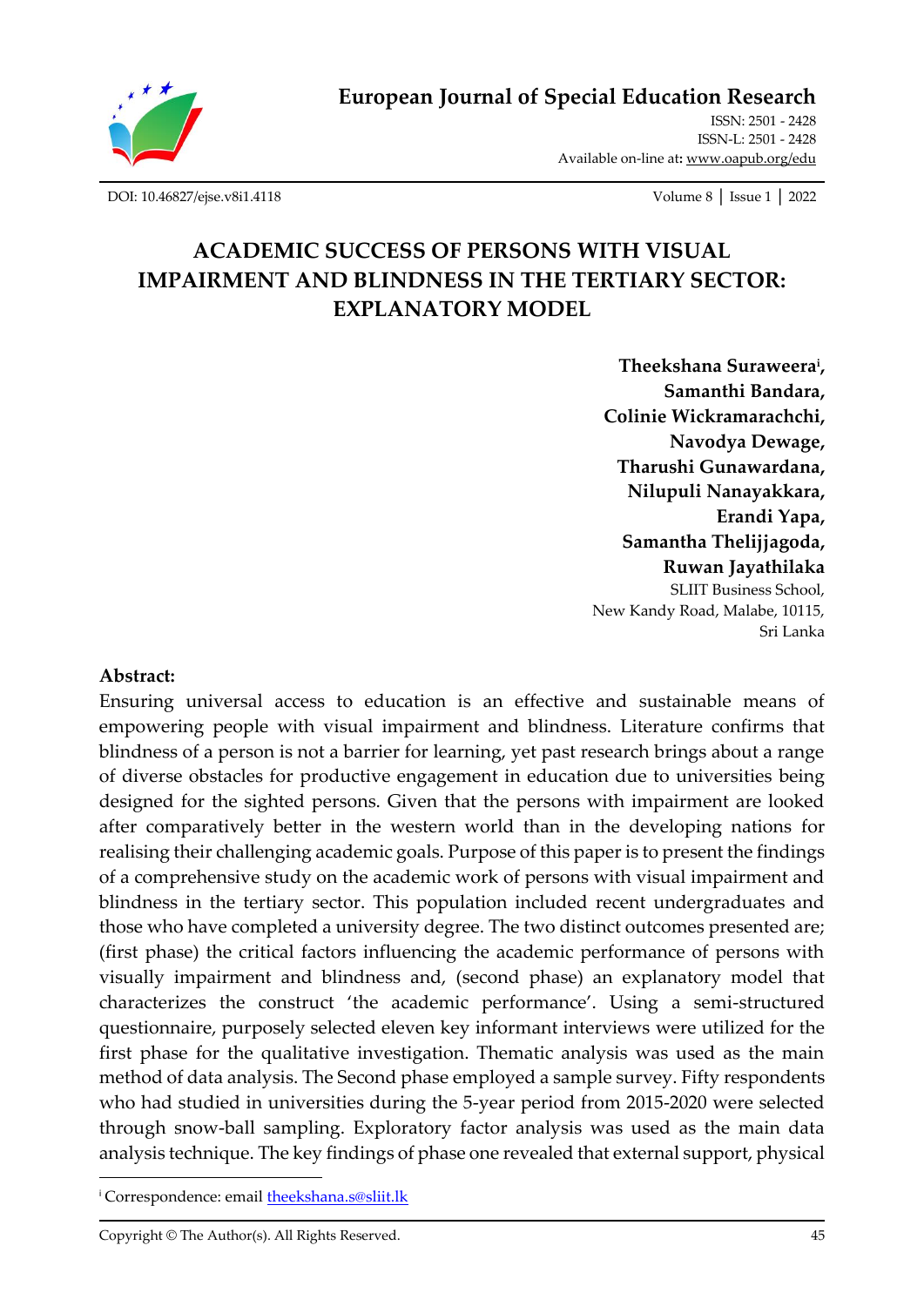# European Journal of Special Education Research

ISSN: 2501 - 2428
ISSN-L: 2501 - 2428
Available on-line at: www.oapub.org/edu

DOI: 10.46827/ejse.v8i1.4118

# ACADEMIC SUCCESS OF PERSONS WITH VISUAL IMPAIRMENT AND BLINDNESS IN THE TERTIARY SECTOR: EXPLANATORY MODEL

**Theekshana Suraweera[i], Samanthi Bandara, Colinie Wickramarachchi, Navodya Dewage, Tharushi Gunawardana, Nilupuli Nanayakkara, Erandi Yapa, Samantha Thelijjagoda, Ruwan Jayathilaka**

SLIIT Business School,
New Kandy Road, Malabe, 10115,
Sri Lanka

**Abstract:**

Ensuring universal access to education is an effective and sustainable means of empowering people with visual impairment and blindness. Literature confirms that blindness of a person is not a barrier for learning, yet past research brings about a range of diverse obstacles for productive engagement in education due to universities being designed for the sighted persons. Given that the persons with impairment are looked after comparatively better in the western world than in the developing nations for realising their challenging academic goals. Purpose of this paper is to present the findings of a comprehensive study on the academic work of persons with visual impairment and blindness in the tertiary sector. This population included recent undergraduates and those who have completed a university degree. The two distinct outcomes presented are; (first phase) the critical factors influencing the academic performance of persons with visually impairment and blindness and, (second phase) an explanatory model that characterizes the construct 'the academic performance'. Using a semi-structured questionnaire, purposely selected eleven key informant interviews were utilized for the first phase for the qualitative investigation. Thematic analysis was used as the main method of data analysis. The Second phase employed a sample survey. Fifty respondents who had studied in universities during the 5-year period from 2015-2020 were selected through snow-ball sampling. Exploratory factor analysis was used as the main data analysis technique. The key findings of phase one revealed that external support, physical

---

[i] Correspondence: email theekshana.s@sliit.lk

Copyright © The Author(s). All Rights Reserved.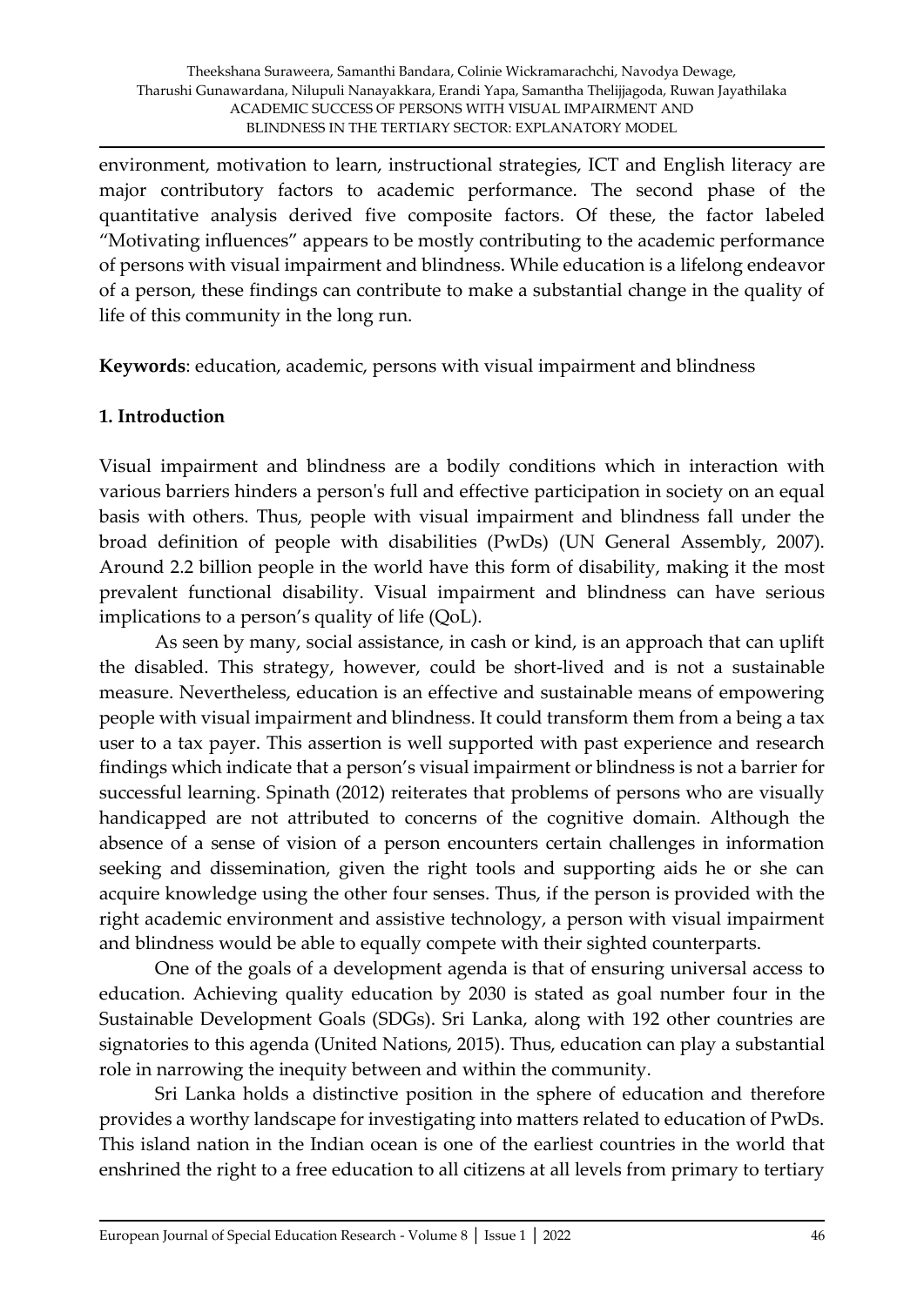environment, motivation to learn, instructional strategies, ICT and English literacy are major contributory factors to academic performance. The second phase of the quantitative analysis derived five composite factors. Of these, the factor labeled "Motivating influences" appears to be mostly contributing to the academic performance of persons with visual impairment and blindness. While education is a lifelong endeavor of a person, these findings can contribute to make a substantial change in the quality of life of this community in the long run.

**Keywords**: education, academic, persons with visual impairment and blindness

## 1. Introduction

Visual impairment and blindness are a bodily conditions which in interaction with various barriers hinders a person's full and effective participation in society on an equal basis with others. Thus, people with visual impairment and blindness fall under the broad definition of people with disabilities (PwDs) (UN General Assembly, 2007). Around 2.2 billion people in the world have this form of disability, making it the most prevalent functional disability. Visual impairment and blindness can have serious implications to a person's quality of life (QoL).

As seen by many, social assistance, in cash or kind, is an approach that can uplift the disabled. This strategy, however, could be short-lived and is not a sustainable measure. Nevertheless, education is an effective and sustainable means of empowering people with visual impairment and blindness. It could transform them from a being a tax user to a tax payer. This assertion is well supported with past experience and research findings which indicate that a person's visual impairment or blindness is not a barrier for successful learning. Spinath (2012) reiterates that problems of persons who are visually handicapped are not attributed to concerns of the cognitive domain. Although the absence of a sense of vision of a person encounters certain challenges in information seeking and dissemination, given the right tools and supporting aids he or she can acquire knowledge using the other four senses. Thus, if the person is provided with the right academic environment and assistive technology, a person with visual impairment and blindness would be able to equally compete with their sighted counterparts.

One of the goals of a development agenda is that of ensuring universal access to education. Achieving quality education by 2030 is stated as goal number four in the Sustainable Development Goals (SDGs). Sri Lanka, along with 192 other countries are signatories to this agenda (United Nations, 2015). Thus, education can play a substantial role in narrowing the inequity between and within the community.

Sri Lanka holds a distinctive position in the sphere of education and therefore provides a worthy landscape for investigating into matters related to education of PwDs. This island nation in the Indian ocean is one of the earliest countries in the world that enshrined the right to a free education to all citizens at all levels from primary to tertiary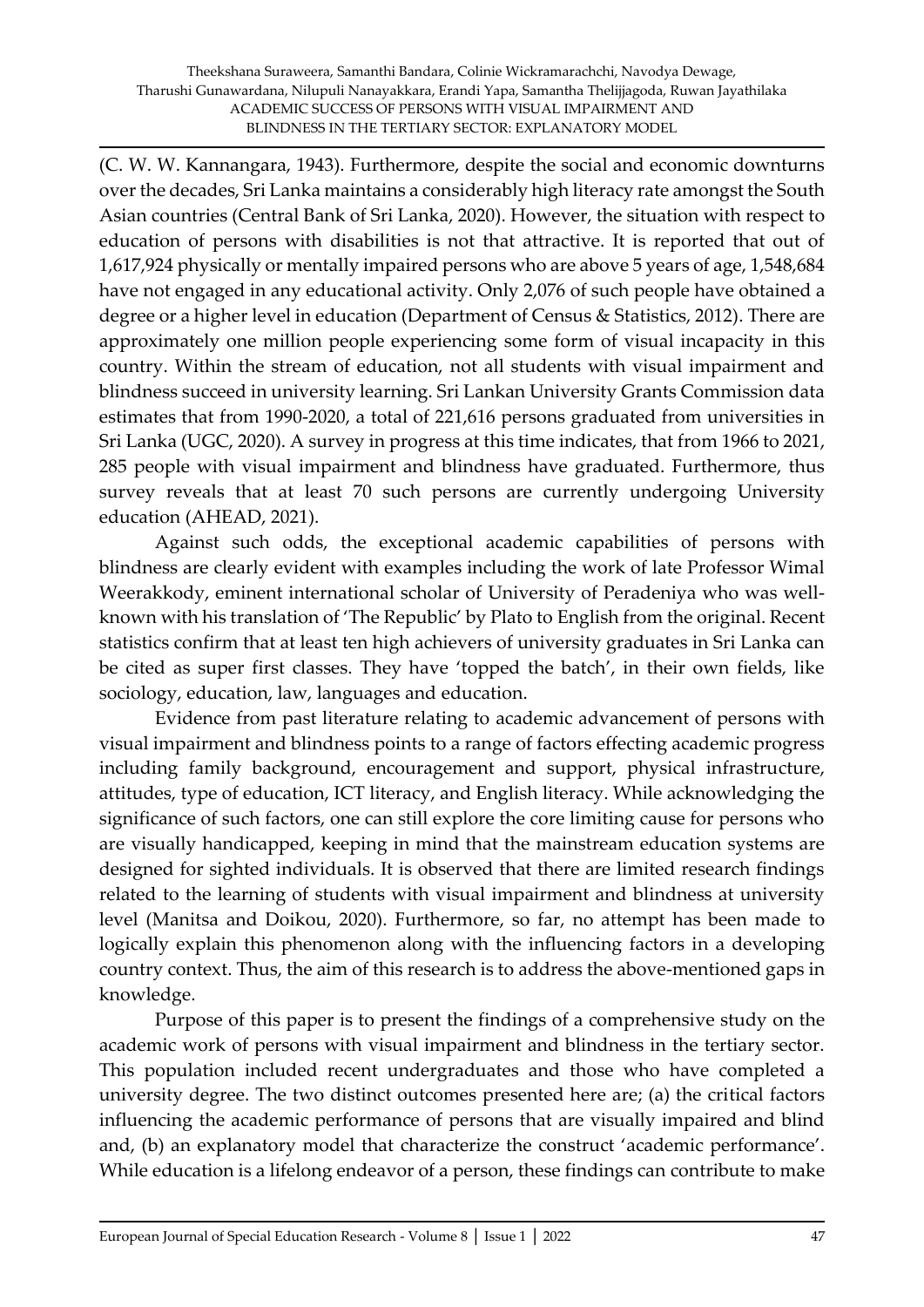(C. W. W. Kannangara, 1943). Furthermore, despite the social and economic downturns over the decades, Sri Lanka maintains a considerably high literacy rate amongst the South Asian countries (Central Bank of Sri Lanka, 2020). However, the situation with respect to education of persons with disabilities is not that attractive. It is reported that out of 1,617,924 physically or mentally impaired persons who are above 5 years of age, 1,548,684 have not engaged in any educational activity. Only 2,076 of such people have obtained a degree or a higher level in education (Department of Census & Statistics, 2012). There are approximately one million people experiencing some form of visual incapacity in this country. Within the stream of education, not all students with visual impairment and blindness succeed in university learning. Sri Lankan University Grants Commission data estimates that from 1990-2020, a total of 221,616 persons graduated from universities in Sri Lanka (UGC, 2020). A survey in progress at this time indicates, that from 1966 to 2021, 285 people with visual impairment and blindness have graduated. Furthermore, thus survey reveals that at least 70 such persons are currently undergoing University education (AHEAD, 2021).

Against such odds, the exceptional academic capabilities of persons with blindness are clearly evident with examples including the work of late Professor Wimal Weerakkody, eminent international scholar of University of Peradeniya who was well-known with his translation of 'The Republic' by Plato to English from the original. Recent statistics confirm that at least ten high achievers of university graduates in Sri Lanka can be cited as super first classes. They have 'topped the batch', in their own fields, like sociology, education, law, languages and education.

Evidence from past literature relating to academic advancement of persons with visual impairment and blindness points to a range of factors effecting academic progress including family background, encouragement and support, physical infrastructure, attitudes, type of education, ICT literacy, and English literacy. While acknowledging the significance of such factors, one can still explore the core limiting cause for persons who are visually handicapped, keeping in mind that the mainstream education systems are designed for sighted individuals. It is observed that there are limited research findings related to the learning of students with visual impairment and blindness at university level (Manitsa and Doikou, 2020). Furthermore, so far, no attempt has been made to logically explain this phenomenon along with the influencing factors in a developing country context. Thus, the aim of this research is to address the above-mentioned gaps in knowledge.

Purpose of this paper is to present the findings of a comprehensive study on the academic work of persons with visual impairment and blindness in the tertiary sector. This population included recent undergraduates and those who have completed a university degree. The two distinct outcomes presented here are; (a) the critical factors influencing the academic performance of persons that are visually impaired and blind and, (b) an explanatory model that characterize the construct 'academic performance'. While education is a lifelong endeavor of a person, these findings can contribute to make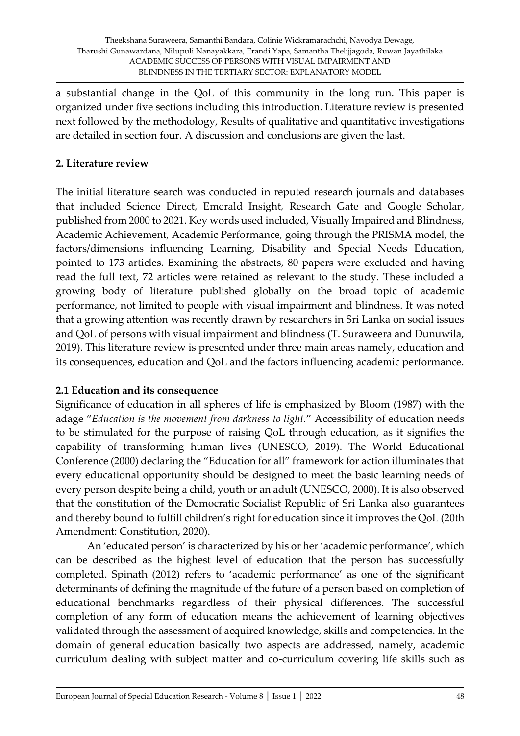a substantial change in the QoL of this community in the long run. This paper is organized under five sections including this introduction. Literature review is presented next followed by the methodology, Results of qualitative and quantitative investigations are detailed in section four. A discussion and conclusions are given the last.

## 2. Literature review

The initial literature search was conducted in reputed research journals and databases that included Science Direct, Emerald Insight, Research Gate and Google Scholar, published from 2000 to 2021. Key words used included, Visually Impaired and Blindness, Academic Achievement, Academic Performance, going through the PRISMA model, the factors/dimensions influencing Learning, Disability and Special Needs Education, pointed to 173 articles. Examining the abstracts, 80 papers were excluded and having read the full text, 72 articles were retained as relevant to the study. These included a growing body of literature published globally on the broad topic of academic performance, not limited to people with visual impairment and blindness. It was noted that a growing attention was recently drawn by researchers in Sri Lanka on social issues and QoL of persons with visual impairment and blindness (T. Suraweera and Dunuwila, 2019). This literature review is presented under three main areas namely, education and its consequences, education and QoL and the factors influencing academic performance.

### 2.1 Education and its consequence

Significance of education in all spheres of life is emphasized by Bloom (1987) with the adage "*Education is the movement from darkness to light.*" Accessibility of education needs to be stimulated for the purpose of raising QoL through education, as it signifies the capability of transforming human lives (UNESCO, 2019). The World Educational Conference (2000) declaring the "Education for all" framework for action illuminates that every educational opportunity should be designed to meet the basic learning needs of every person despite being a child, youth or an adult (UNESCO, 2000). It is also observed that the constitution of the Democratic Socialist Republic of Sri Lanka also guarantees and thereby bound to fulfill children's right for education since it improves the QoL (20th Amendment: Constitution, 2020).

An 'educated person' is characterized by his or her 'academic performance', which can be described as the highest level of education that the person has successfully completed. Spinath (2012) refers to 'academic performance' as one of the significant determinants of defining the magnitude of the future of a person based on completion of educational benchmarks regardless of their physical differences. The successful completion of any form of education means the achievement of learning objectives validated through the assessment of acquired knowledge, skills and competencies. In the domain of general education basically two aspects are addressed, namely, academic curriculum dealing with subject matter and co-curriculum covering life skills such as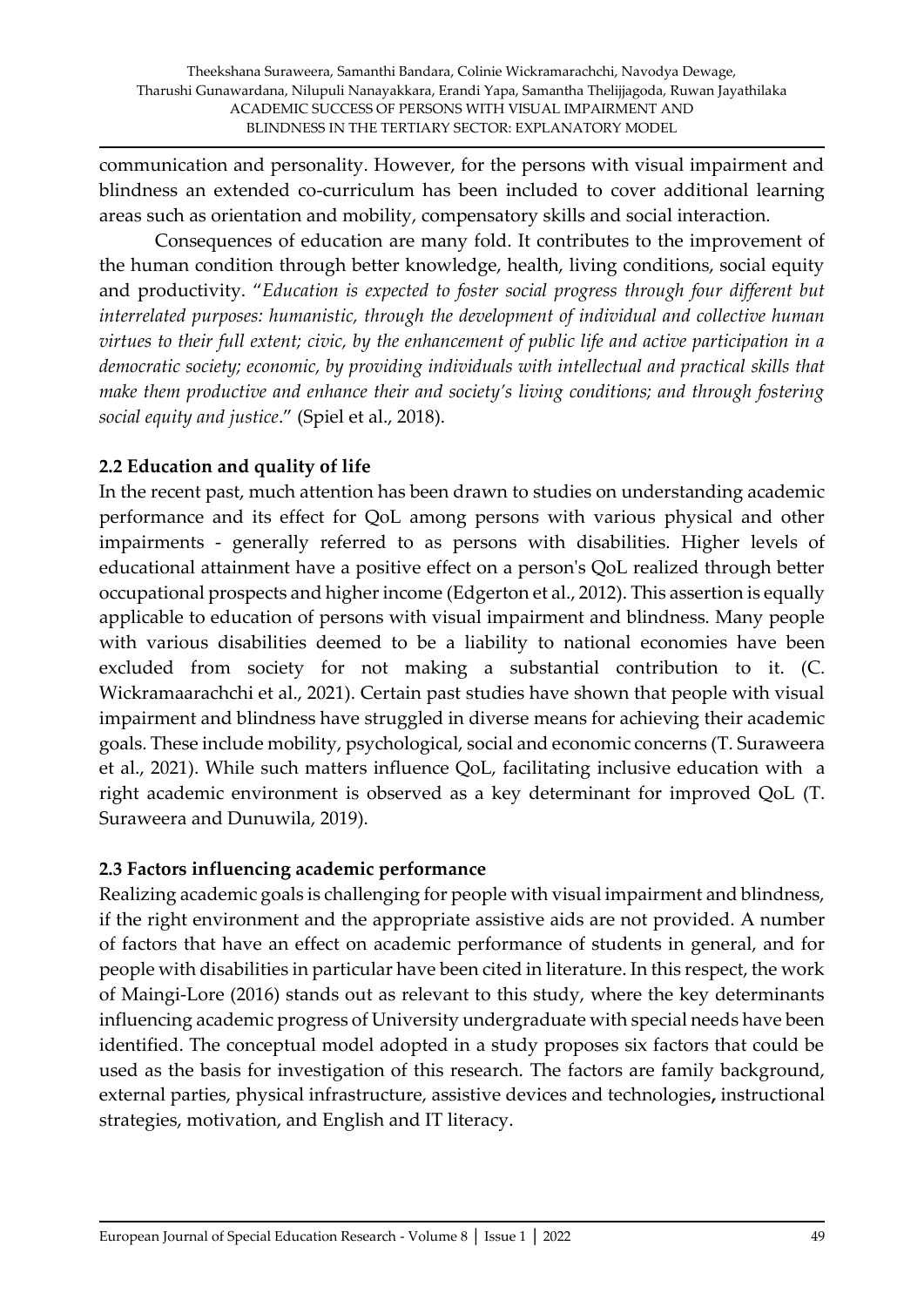communication and personality. However, for the persons with visual impairment and blindness an extended co-curriculum has been included to cover additional learning areas such as orientation and mobility, compensatory skills and social interaction.

Consequences of education are many fold. It contributes to the improvement of the human condition through better knowledge, health, living conditions, social equity and productivity. "*Education is expected to foster social progress through four different but interrelated purposes: humanistic, through the development of individual and collective human virtues to their full extent; civic, by the enhancement of public life and active participation in a democratic society; economic, by providing individuals with intellectual and practical skills that make them productive and enhance their and society's living conditions; and through fostering social equity and justice*." (Spiel et al., 2018).

### 2.2 Education and quality of life

In the recent past, much attention has been drawn to studies on understanding academic performance and its effect for QoL among persons with various physical and other impairments - generally referred to as persons with disabilities. Higher levels of educational attainment have a positive effect on a person's QoL realized through better occupational prospects and higher income (Edgerton et al., 2012). This assertion is equally applicable to education of persons with visual impairment and blindness. Many people with various disabilities deemed to be a liability to national economies have been excluded from society for not making a substantial contribution to it. (C. Wickramaarachchi et al., 2021). Certain past studies have shown that people with visual impairment and blindness have struggled in diverse means for achieving their academic goals. These include mobility, psychological, social and economic concerns (T. Suraweera et al., 2021). While such matters influence QoL, facilitating inclusive education with a right academic environment is observed as a key determinant for improved QoL (T. Suraweera and Dunuwila, 2019).

### 2.3 Factors influencing academic performance

Realizing academic goals is challenging for people with visual impairment and blindness, if the right environment and the appropriate assistive aids are not provided. A number of factors that have an effect on academic performance of students in general, and for people with disabilities in particular have been cited in literature. In this respect, the work of Maingi-Lore (2016) stands out as relevant to this study, where the key determinants influencing academic progress of University undergraduate with special needs have been identified. The conceptual model adopted in a study proposes six factors that could be used as the basis for investigation of this research. The factors are family background, external parties, physical infrastructure, assistive devices and technologies**,** instructional strategies, motivation, and English and IT literacy.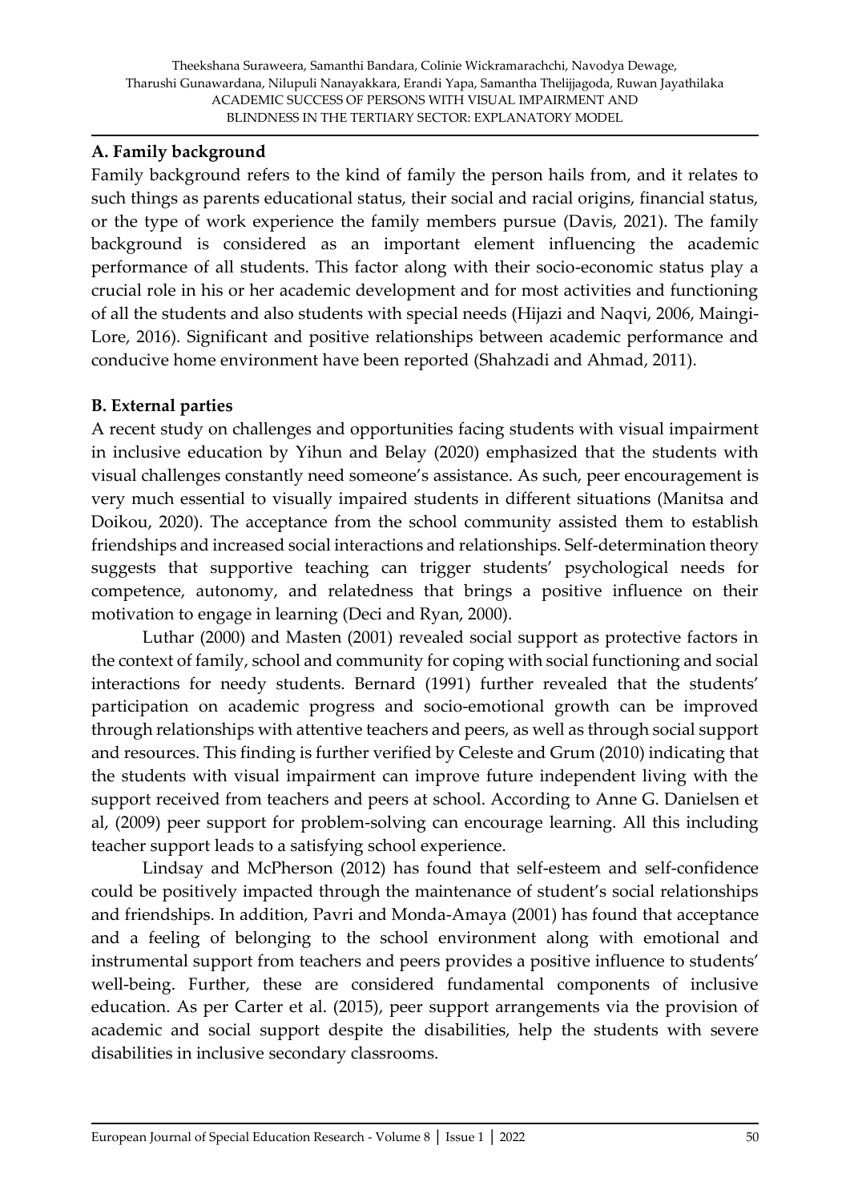### A. Family background

Family background refers to the kind of family the person hails from, and it relates to such things as parents educational status, their social and racial origins, financial status, or the type of work experience the family members pursue (Davis, 2021). The family background is considered as an important element influencing the academic performance of all students. This factor along with their socio-economic status play a crucial role in his or her academic development and for most activities and functioning of all the students and also students with special needs (Hijazi and Naqvi, 2006, Maingi-Lore, 2016). Significant and positive relationships between academic performance and conducive home environment have been reported (Shahzadi and Ahmad, 2011).

### B. External parties

A recent study on challenges and opportunities facing students with visual impairment in inclusive education by Yihun and Belay (2020) emphasized that the students with visual challenges constantly need someone's assistance. As such, peer encouragement is very much essential to visually impaired students in different situations (Manitsa and Doikou, 2020). The acceptance from the school community assisted them to establish friendships and increased social interactions and relationships. Self-determination theory suggests that supportive teaching can trigger students' psychological needs for competence, autonomy, and relatedness that brings a positive influence on their motivation to engage in learning (Deci and Ryan, 2000).

Luthar (2000) and Masten (2001) revealed social support as protective factors in the context of family, school and community for coping with social functioning and social interactions for needy students. Bernard (1991) further revealed that the students' participation on academic progress and socio-emotional growth can be improved through relationships with attentive teachers and peers, as well as through social support and resources. This finding is further verified by Celeste and Grum (2010) indicating that the students with visual impairment can improve future independent living with the support received from teachers and peers at school. According to Anne G. Danielsen et al, (2009) peer support for problem-solving can encourage learning. All this including teacher support leads to a satisfying school experience.

Lindsay and McPherson (2012) has found that self-esteem and self-confidence could be positively impacted through the maintenance of student's social relationships and friendships. In addition, Pavri and Monda-Amaya (2001) has found that acceptance and a feeling of belonging to the school environment along with emotional and instrumental support from teachers and peers provides a positive influence to students' well-being. Further, these are considered fundamental components of inclusive education. As per Carter et al. (2015), peer support arrangements via the provision of academic and social support despite the disabilities, help the students with severe disabilities in inclusive secondary classrooms.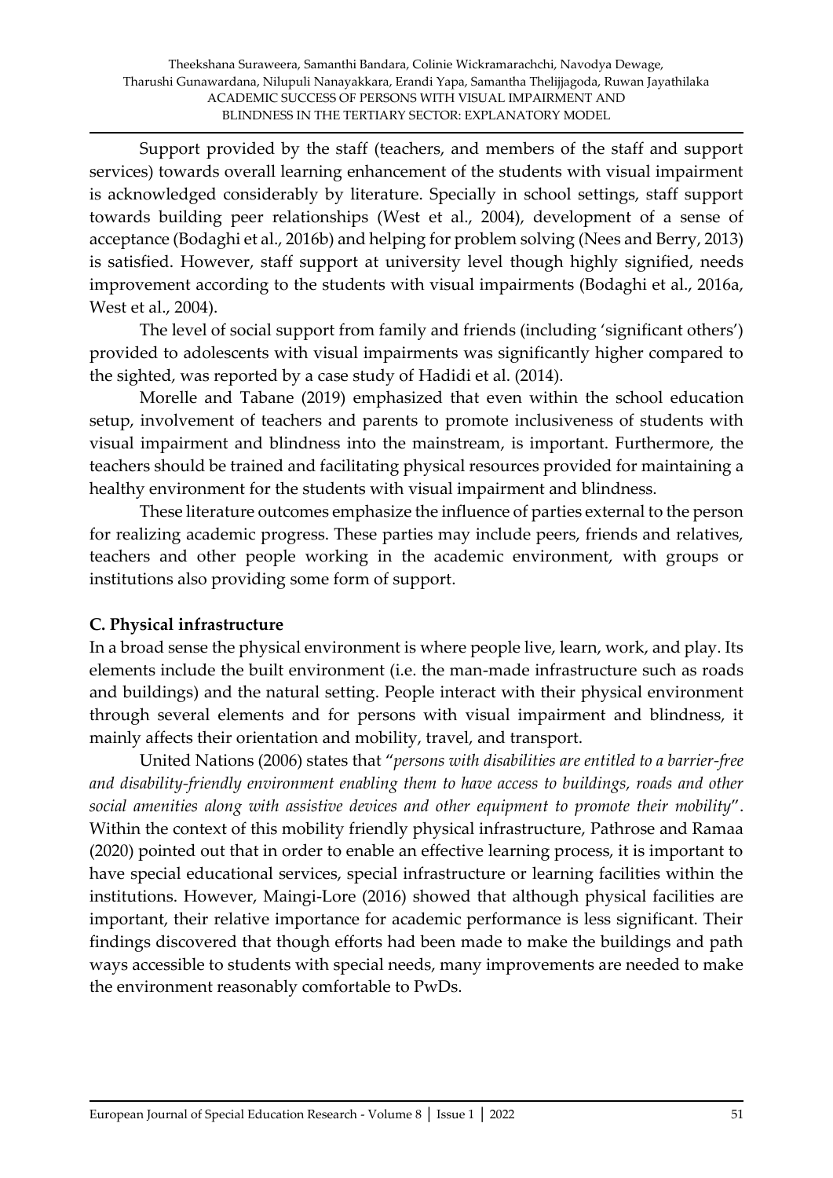Support provided by the staff (teachers, and members of the staff and support services) towards overall learning enhancement of the students with visual impairment is acknowledged considerably by literature. Specially in school settings, staff support towards building peer relationships (West et al., 2004), development of a sense of acceptance (Bodaghi et al., 2016b) and helping for problem solving (Nees and Berry, 2013) is satisfied. However, staff support at university level though highly signified, needs improvement according to the students with visual impairments (Bodaghi et al., 2016a, West et al., 2004).

The level of social support from family and friends (including 'significant others') provided to adolescents with visual impairments was significantly higher compared to the sighted, was reported by a case study of Hadidi et al. (2014).

Morelle and Tabane (2019) emphasized that even within the school education setup, involvement of teachers and parents to promote inclusiveness of students with visual impairment and blindness into the mainstream, is important. Furthermore, the teachers should be trained and facilitating physical resources provided for maintaining a healthy environment for the students with visual impairment and blindness.

These literature outcomes emphasize the influence of parties external to the person for realizing academic progress. These parties may include peers, friends and relatives, teachers and other people working in the academic environment, with groups or institutions also providing some form of support.

### C. Physical infrastructure

In a broad sense the physical environment is where people live, learn, work, and play. Its elements include the built environment (i.e. the man-made infrastructure such as roads and buildings) and the natural setting. People interact with their physical environment through several elements and for persons with visual impairment and blindness, it mainly affects their orientation and mobility, travel, and transport.

United Nations (2006) states that "*persons with disabilities are entitled to a barrier-free and disability-friendly environment enabling them to have access to buildings, roads and other social amenities along with assistive devices and other equipment to promote their mobility*". Within the context of this mobility friendly physical infrastructure, Pathrose and Ramaa (2020) pointed out that in order to enable an effective learning process, it is important to have special educational services, special infrastructure or learning facilities within the institutions. However, Maingi-Lore (2016) showed that although physical facilities are important, their relative importance for academic performance is less significant. Their findings discovered that though efforts had been made to make the buildings and path ways accessible to students with special needs, many improvements are needed to make the environment reasonably comfortable to PwDs.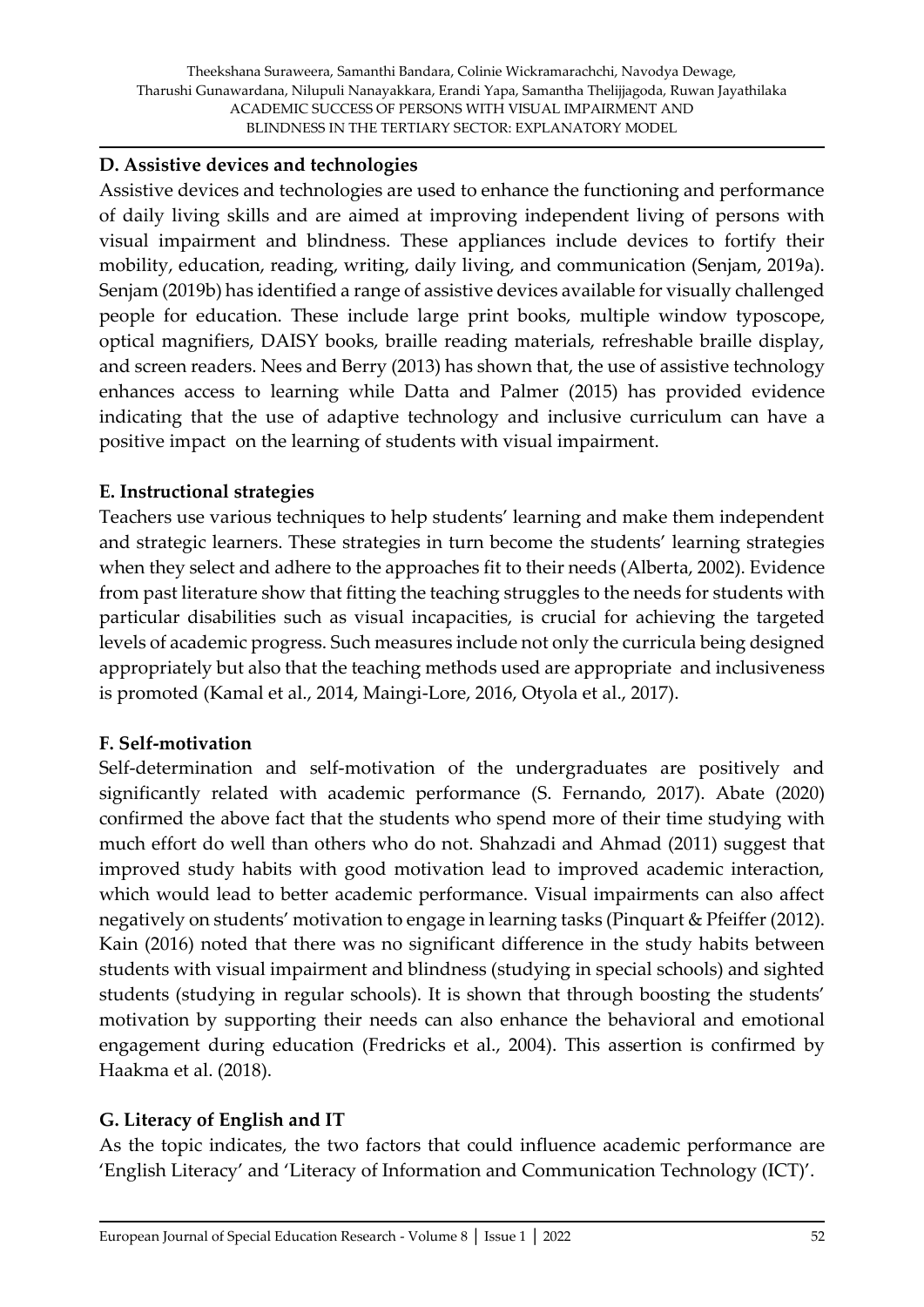### D. Assistive devices and technologies

Assistive devices and technologies are used to enhance the functioning and performance of daily living skills and are aimed at improving independent living of persons with visual impairment and blindness. These appliances include devices to fortify their mobility, education, reading, writing, daily living, and communication (Senjam, 2019a). Senjam (2019b) has identified a range of assistive devices available for visually challenged people for education. These include large print books, multiple window typoscope, optical magnifiers, DAISY books, braille reading materials, refreshable braille display, and screen readers. Nees and Berry (2013) has shown that, the use of assistive technology enhances access to learning while Datta and Palmer (2015) has provided evidence indicating that the use of adaptive technology and inclusive curriculum can have a positive impact on the learning of students with visual impairment.

### E. Instructional strategies

Teachers use various techniques to help students' learning and make them independent and strategic learners. These strategies in turn become the students' learning strategies when they select and adhere to the approaches fit to their needs (Alberta, 2002). Evidence from past literature show that fitting the teaching struggles to the needs for students with particular disabilities such as visual incapacities, is crucial for achieving the targeted levels of academic progress. Such measures include not only the curricula being designed appropriately but also that the teaching methods used are appropriate and inclusiveness is promoted (Kamal et al., 2014, Maingi-Lore, 2016, Otyola et al., 2017).

### F. Self-motivation

Self-determination and self-motivation of the undergraduates are positively and significantly related with academic performance (S. Fernando, 2017). Abate (2020) confirmed the above fact that the students who spend more of their time studying with much effort do well than others who do not. Shahzadi and Ahmad (2011) suggest that improved study habits with good motivation lead to improved academic interaction, which would lead to better academic performance. Visual impairments can also affect negatively on students' motivation to engage in learning tasks (Pinquart & Pfeiffer (2012). Kain (2016) noted that there was no significant difference in the study habits between students with visual impairment and blindness (studying in special schools) and sighted students (studying in regular schools). It is shown that through boosting the students' motivation by supporting their needs can also enhance the behavioral and emotional engagement during education (Fredricks et al., 2004). This assertion is confirmed by Haakma et al. (2018).

### G. Literacy of English and IT

As the topic indicates, the two factors that could influence academic performance are 'English Literacy' and 'Literacy of Information and Communication Technology (ICT)'.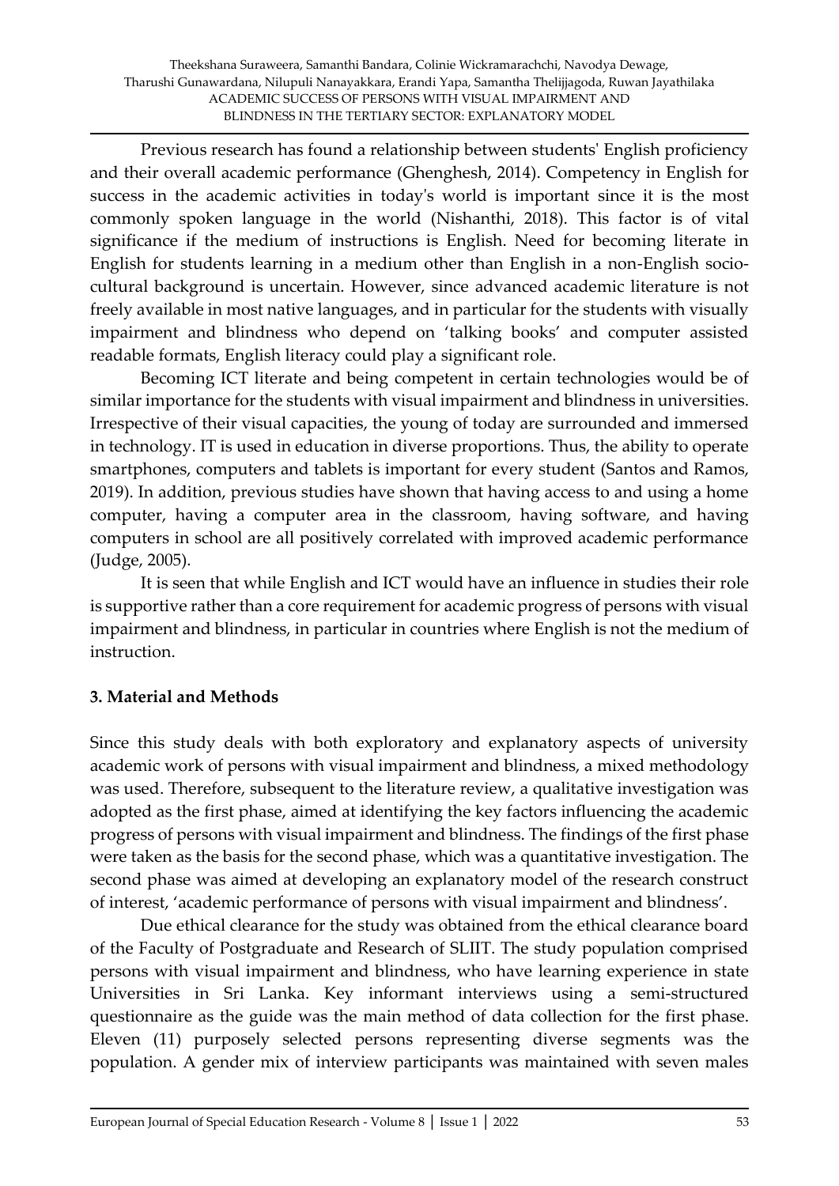Previous research has found a relationship between students' English proficiency and their overall academic performance (Ghenghesh, 2014). Competency in English for success in the academic activities in today's world is important since it is the most commonly spoken language in the world (Nishanthi, 2018). This factor is of vital significance if the medium of instructions is English. Need for becoming literate in English for students learning in a medium other than English in a non-English socio-cultural background is uncertain. However, since advanced academic literature is not freely available in most native languages, and in particular for the students with visually impairment and blindness who depend on 'talking books' and computer assisted readable formats, English literacy could play a significant role.

Becoming ICT literate and being competent in certain technologies would be of similar importance for the students with visual impairment and blindness in universities. Irrespective of their visual capacities, the young of today are surrounded and immersed in technology. IT is used in education in diverse proportions. Thus, the ability to operate smartphones, computers and tablets is important for every student (Santos and Ramos, 2019). In addition, previous studies have shown that having access to and using a home computer, having a computer area in the classroom, having software, and having computers in school are all positively correlated with improved academic performance (Judge, 2005).

It is seen that while English and ICT would have an influence in studies their role is supportive rather than a core requirement for academic progress of persons with visual impairment and blindness, in particular in countries where English is not the medium of instruction.

## 3. Material and Methods

Since this study deals with both exploratory and explanatory aspects of university academic work of persons with visual impairment and blindness, a mixed methodology was used. Therefore, subsequent to the literature review, a qualitative investigation was adopted as the first phase, aimed at identifying the key factors influencing the academic progress of persons with visual impairment and blindness. The findings of the first phase were taken as the basis for the second phase, which was a quantitative investigation. The second phase was aimed at developing an explanatory model of the research construct of interest, 'academic performance of persons with visual impairment and blindness'.

Due ethical clearance for the study was obtained from the ethical clearance board of the Faculty of Postgraduate and Research of SLIIT. The study population comprised persons with visual impairment and blindness, who have learning experience in state Universities in Sri Lanka. Key informant interviews using a semi-structured questionnaire as the guide was the main method of data collection for the first phase. Eleven (11) purposely selected persons representing diverse segments was the population. A gender mix of interview participants was maintained with seven males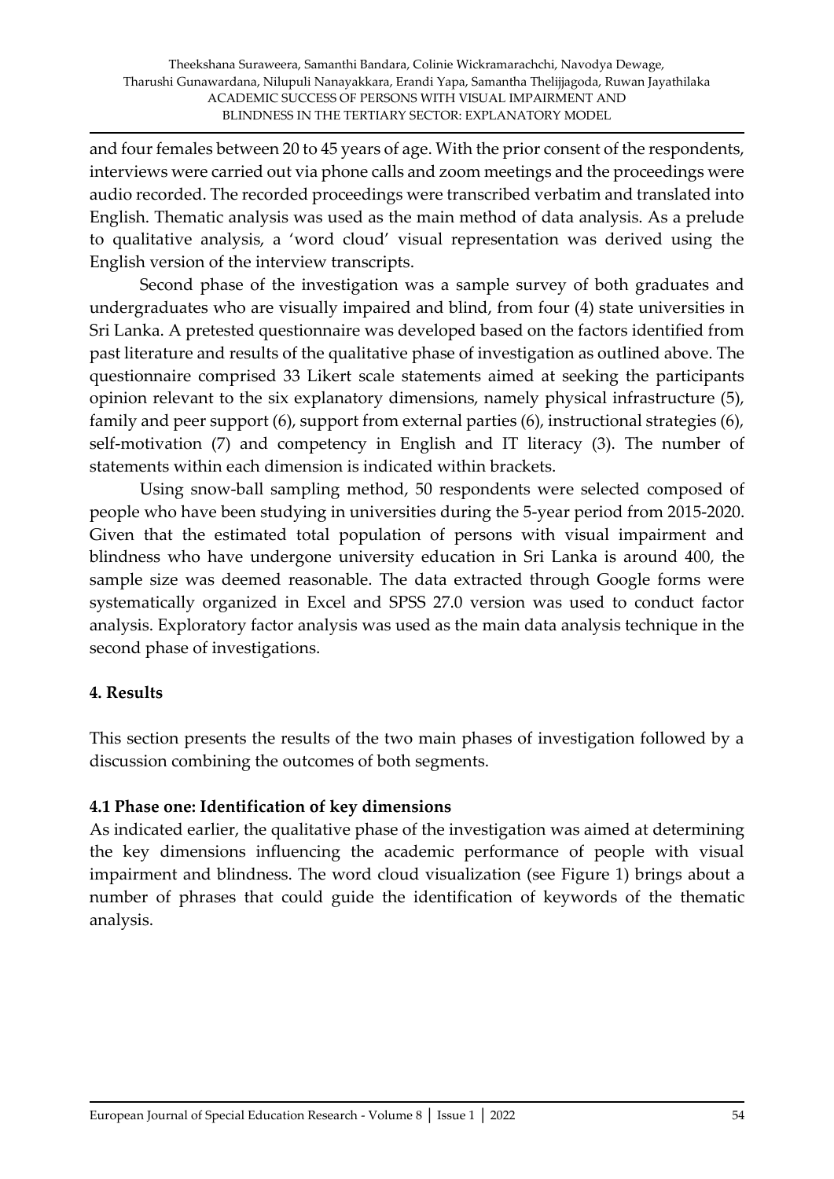and four females between 20 to 45 years of age. With the prior consent of the respondents, interviews were carried out via phone calls and zoom meetings and the proceedings were audio recorded. The recorded proceedings were transcribed verbatim and translated into English. Thematic analysis was used as the main method of data analysis. As a prelude to qualitative analysis, a 'word cloud' visual representation was derived using the English version of the interview transcripts.

Second phase of the investigation was a sample survey of both graduates and undergraduates who are visually impaired and blind, from four (4) state universities in Sri Lanka. A pretested questionnaire was developed based on the factors identified from past literature and results of the qualitative phase of investigation as outlined above. The questionnaire comprised 33 Likert scale statements aimed at seeking the participants opinion relevant to the six explanatory dimensions, namely physical infrastructure (5), family and peer support (6), support from external parties (6), instructional strategies (6), self-motivation (7) and competency in English and IT literacy (3). The number of statements within each dimension is indicated within brackets.

Using snow-ball sampling method, 50 respondents were selected composed of people who have been studying in universities during the 5-year period from 2015-2020. Given that the estimated total population of persons with visual impairment and blindness who have undergone university education in Sri Lanka is around 400, the sample size was deemed reasonable. The data extracted through Google forms were systematically organized in Excel and SPSS 27.0 version was used to conduct factor analysis. Exploratory factor analysis was used as the main data analysis technique in the second phase of investigations.

## 4. Results

This section presents the results of the two main phases of investigation followed by a discussion combining the outcomes of both segments.

### 4.1 Phase one: Identification of key dimensions

As indicated earlier, the qualitative phase of the investigation was aimed at determining the key dimensions influencing the academic performance of people with visual impairment and blindness. The word cloud visualization (see Figure 1) brings about a number of phrases that could guide the identification of keywords of the thematic analysis.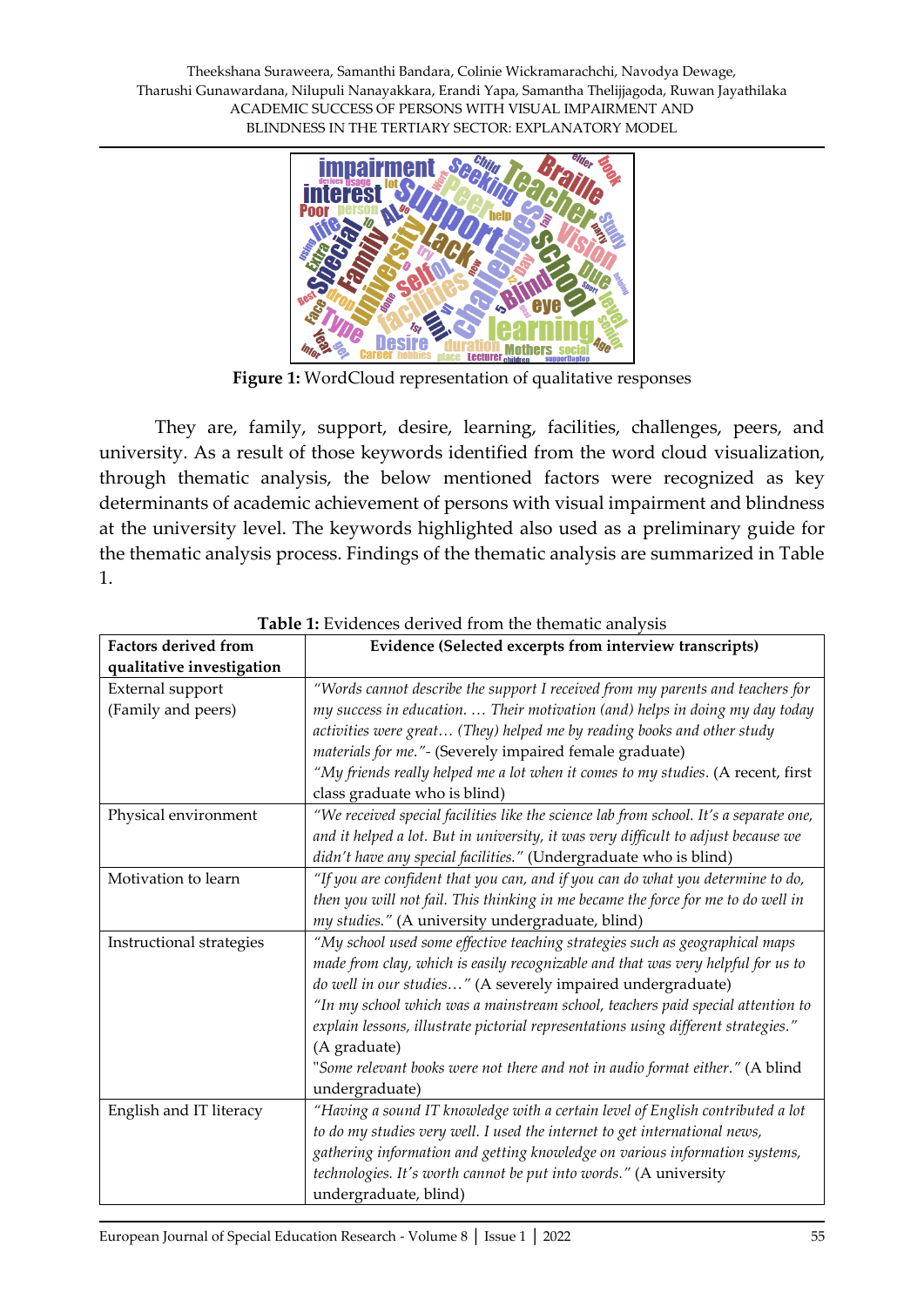**Figure 1:** WordCloud representation of qualitative responses

They are, family, support, desire, learning, facilities, challenges, peers, and university. As a result of those keywords identified from the word cloud visualization, through thematic analysis, the below mentioned factors were recognized as key determinants of academic achievement of persons with visual impairment and blindness at the university level. The keywords highlighted also used as a preliminary guide for the thematic analysis process. Findings of the thematic analysis are summarized in Table 1.

**Table 1:** Evidences derived from the thematic analysis

| Factors derived from qualitative investigation | Evidence (Selected excerpts from interview transcripts) |
|---|---|
| External support (Family and peers) | *"Words cannot describe the support I received from my parents and teachers for my success in education. … Their motivation (and) helps in doing my day today activities were great… (They) helped me by reading books and other study materials for me."*- (Severely impaired female graduate) *"My friends really helped me a lot when it comes to my studies.* (A recent, first class graduate who is blind) |
| Physical environment | *"We received special facilities like the science lab from school. It's a separate one, and it helped a lot. But in university, it was very difficult to adjust because we didn't have any special facilities."* (Undergraduate who is blind) |
| Motivation to learn | *"If you are confident that you can, and if you can do what you determine to do, then you will not fail. This thinking in me became the force for me to do well in my studies."* (A university undergraduate, blind) |
| Instructional strategies | *"My school used some effective teaching strategies such as geographical maps made from clay, which is easily recognizable and that was very helpful for us to do well in our studies…"* (A severely impaired undergraduate) *"In my school which was a mainstream school, teachers paid special attention to explain lessons, illustrate pictorial representations using different strategies."* (A graduate) "*Some relevant books were not there and not in audio format either."* (A blind undergraduate) |
| English and IT literacy | *"Having a sound IT knowledge with a certain level of English contributed a lot to do my studies very well. I used the internet to get international news, gathering information and getting knowledge on various information systems, technologies. It's worth cannot be put into words."* (A university undergraduate, blind) |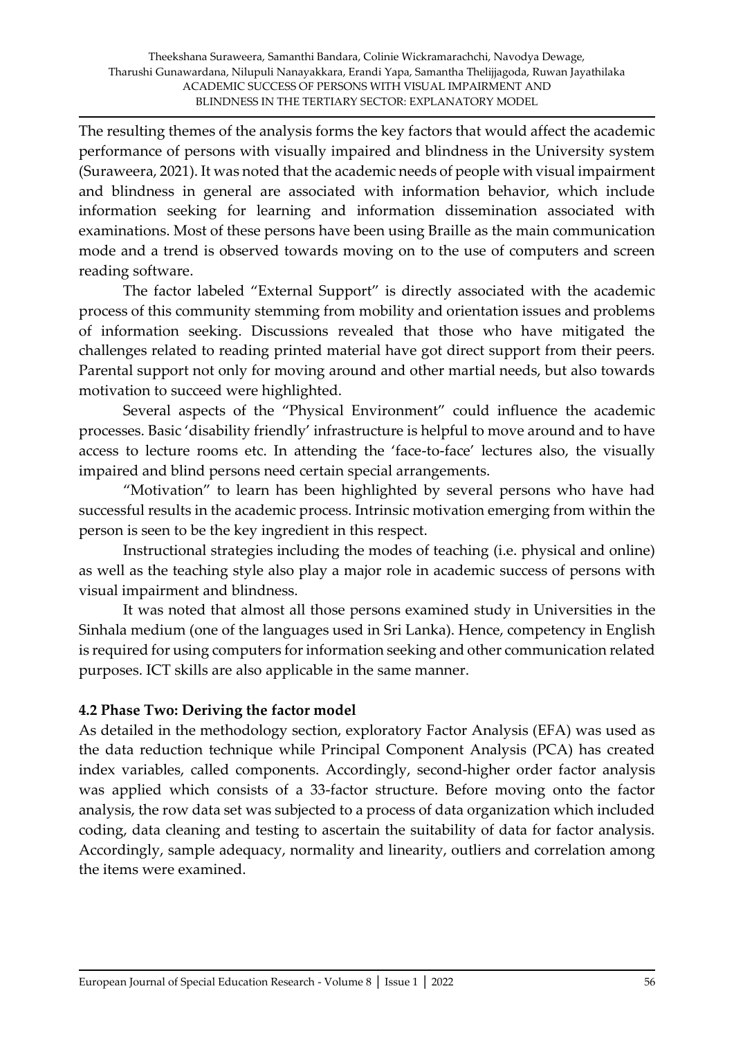The resulting themes of the analysis forms the key factors that would affect the academic performance of persons with visually impaired and blindness in the University system (Suraweera, 2021). It was noted that the academic needs of people with visual impairment and blindness in general are associated with information behavior, which include information seeking for learning and information dissemination associated with examinations. Most of these persons have been using Braille as the main communication mode and a trend is observed towards moving on to the use of computers and screen reading software.

The factor labeled "External Support" is directly associated with the academic process of this community stemming from mobility and orientation issues and problems of information seeking. Discussions revealed that those who have mitigated the challenges related to reading printed material have got direct support from their peers. Parental support not only for moving around and other martial needs, but also towards motivation to succeed were highlighted.

Several aspects of the "Physical Environment" could influence the academic processes. Basic 'disability friendly' infrastructure is helpful to move around and to have access to lecture rooms etc. In attending the 'face-to-face' lectures also, the visually impaired and blind persons need certain special arrangements.

"Motivation" to learn has been highlighted by several persons who have had successful results in the academic process. Intrinsic motivation emerging from within the person is seen to be the key ingredient in this respect.

Instructional strategies including the modes of teaching (i.e. physical and online) as well as the teaching style also play a major role in academic success of persons with visual impairment and blindness.

It was noted that almost all those persons examined study in Universities in the Sinhala medium (one of the languages used in Sri Lanka). Hence, competency in English is required for using computers for information seeking and other communication related purposes. ICT skills are also applicable in the same manner.

### 4.2 Phase Two: Deriving the factor model

As detailed in the methodology section, exploratory Factor Analysis (EFA) was used as the data reduction technique while Principal Component Analysis (PCA) has created index variables, called components. Accordingly, second-higher order factor analysis was applied which consists of a 33-factor structure. Before moving onto the factor analysis, the row data set was subjected to a process of data organization which included coding, data cleaning and testing to ascertain the suitability of data for factor analysis. Accordingly, sample adequacy, normality and linearity, outliers and correlation among the items were examined.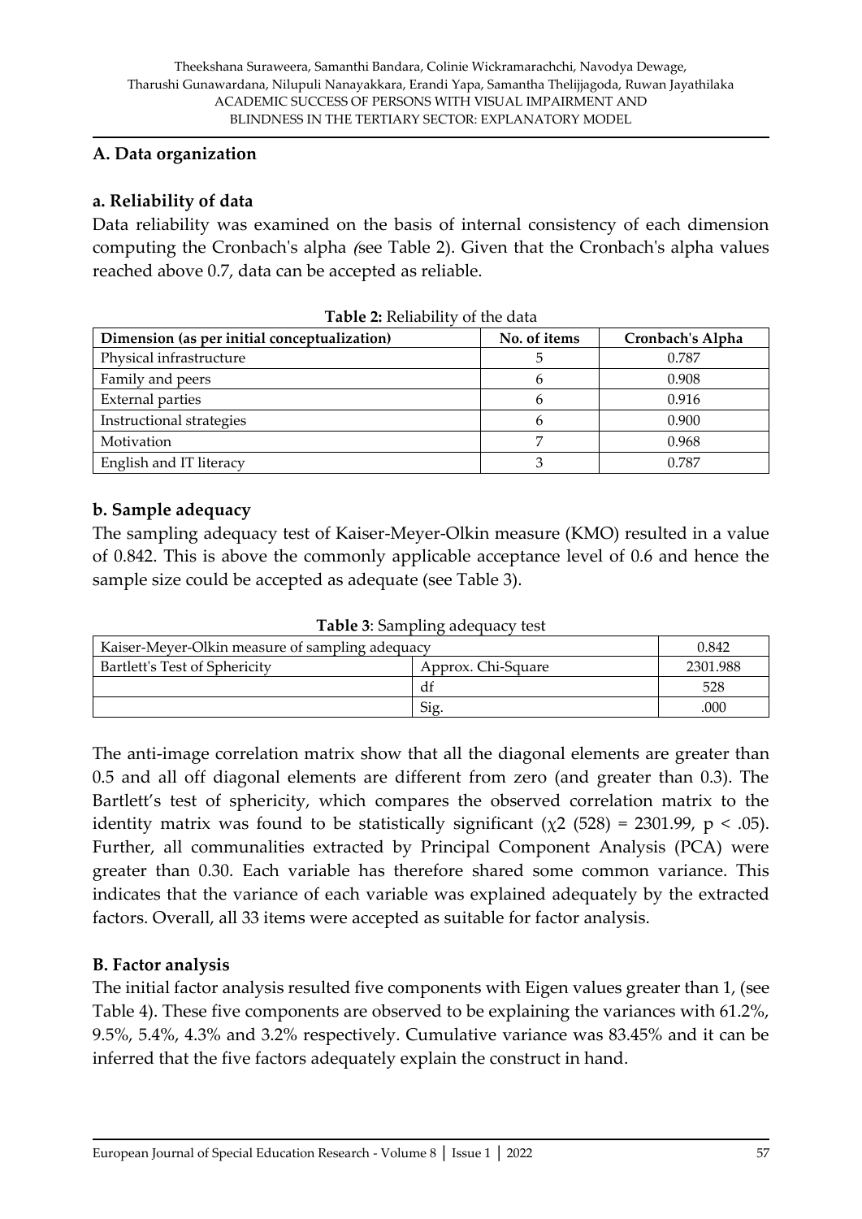### A. Data organization

#### a. Reliability of data

Data reliability was examined on the basis of internal consistency of each dimension computing the Cronbach's alpha *(*see Table 2). Given that the Cronbach's alpha values reached above 0.7, data can be accepted as reliable.

**Table 2:** Reliability of the data

| Dimension (as per initial conceptualization) | No. of items | Cronbach's Alpha |
|---|---|---|
| Physical infrastructure | 5 | 0.787 |
| Family and peers | 6 | 0.908 |
| External parties | 6 | 0.916 |
| Instructional strategies | 6 | 0.900 |
| Motivation | 7 | 0.968 |
| English and IT literacy | 3 | 0.787 |

#### b. Sample adequacy

The sampling adequacy test of Kaiser-Meyer-Olkin measure (KMO) resulted in a value of 0.842. This is above the commonly applicable acceptance level of 0.6 and hence the sample size could be accepted as adequate (see Table 3).

**Table 3**: Sampling adequacy test

| Kaiser-Meyer-Olkin measure of sampling adequacy | | 0.842 |
|---|---|---|
| Bartlett's Test of Sphericity | Approx. Chi-Square | 2301.988 |
| | df | 528 |
| | Sig. | .000 |

The anti-image correlation matrix show that all the diagonal elements are greater than 0.5 and all off diagonal elements are different from zero (and greater than 0.3). The Bartlett's test of sphericity, which compares the observed correlation matrix to the identity matrix was found to be statistically significant ($\chi2$ (528) = 2301.99, $p < .05$). Further, all communalities extracted by Principal Component Analysis (PCA) were greater than 0.30. Each variable has therefore shared some common variance. This indicates that the variance of each variable was explained adequately by the extracted factors. Overall, all 33 items were accepted as suitable for factor analysis.

### B. Factor analysis

The initial factor analysis resulted five components with Eigen values greater than 1, (see Table 4). These five components are observed to be explaining the variances with 61.2%, 9.5%, 5.4%, 4.3% and 3.2% respectively. Cumulative variance was 83.45% and it can be inferred that the five factors adequately explain the construct in hand.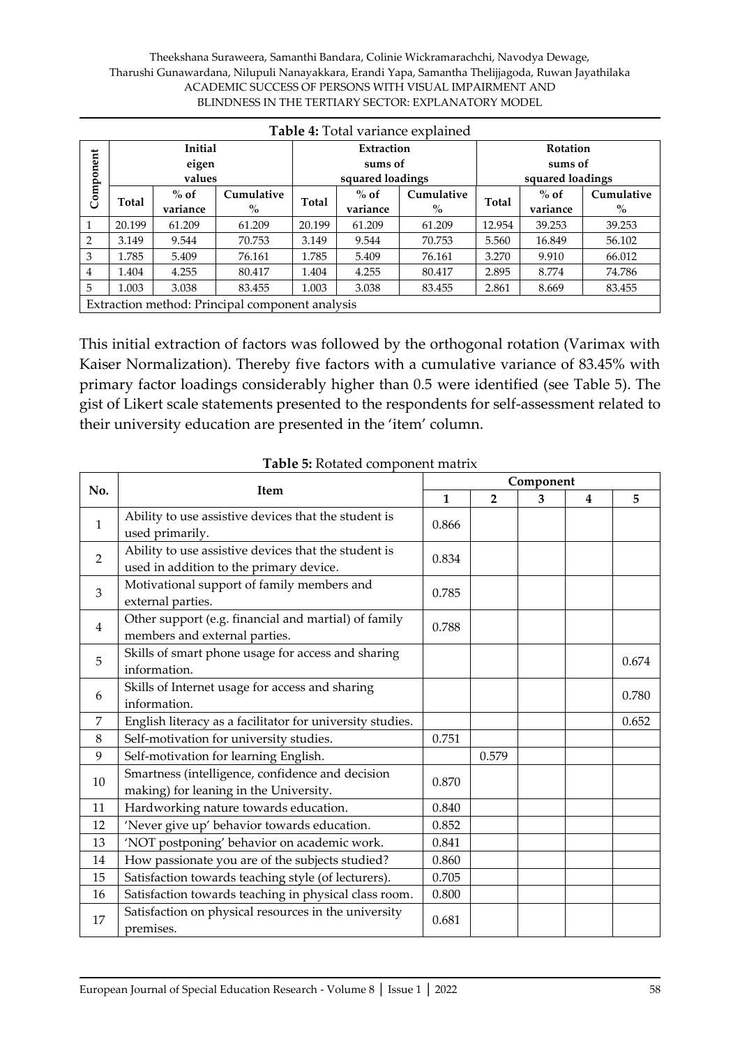**Table 4:** Total variance explained

| Component | Initial eigen values | | | Extraction sums of squared loadings | | | Rotation sums of squared loadings | | |
|---|---|---|---|---|---|---|---|---|---|
| | Total | % of variance | Cumulative % | Total | % of variance | Cumulative % | Total | % of variance | Cumulative % |
| 1 | 20.199 | 61.209 | 61.209 | 20.199 | 61.209 | 61.209 | 12.954 | 39.253 | 39.253 |
| 2 | 3.149 | 9.544 | 70.753 | 3.149 | 9.544 | 70.753 | 5.560 | 16.849 | 56.102 |
| 3 | 1.785 | 5.409 | 76.161 | 1.785 | 5.409 | 76.161 | 3.270 | 9.910 | 66.012 |
| 4 | 1.404 | 4.255 | 80.417 | 1.404 | 4.255 | 80.417 | 2.895 | 8.774 | 74.786 |
| 5 | 1.003 | 3.038 | 83.455 | 1.003 | 3.038 | 83.455 | 2.861 | 8.669 | 83.455 |
| Extraction method: Principal component analysis | | | | | | | | | |

This initial extraction of factors was followed by the orthogonal rotation (Varimax with Kaiser Normalization). Thereby five factors with a cumulative variance of 83.45% with primary factor loadings considerably higher than 0.5 were identified (see Table 5). The gist of Likert scale statements presented to the respondents for self-assessment related to their university education are presented in the 'item' column.

**Table 5:** Rotated component matrix

| No. | Item | Component | | | | |
|---|---|---|---|---|---|---|
| | | 1 | 2 | 3 | 4 | 5 |
| 1 | Ability to use assistive devices that the student is used primarily. | 0.866 | | | | |
| 2 | Ability to use assistive devices that the student is used in addition to the primary device. | 0.834 | | | | |
| 3 | Motivational support of family members and external parties. | 0.785 | | | | |
| 4 | Other support (e.g. financial and martial) of family members and external parties. | 0.788 | | | | |
| 5 | Skills of smart phone usage for access and sharing information. | | | | | 0.674 |
| 6 | Skills of Internet usage for access and sharing information. | | | | | 0.780 |
| 7 | English literacy as a facilitator for university studies. | | | | | 0.652 |
| 8 | Self-motivation for university studies. | 0.751 | | | | |
| 9 | Self-motivation for learning English. | | 0.579 | | | |
| 10 | Smartness (intelligence, confidence and decision making) for leaning in the University. | 0.870 | | | | |
| 11 | Hardworking nature towards education. | 0.840 | | | | |
| 12 | 'Never give up' behavior towards education. | 0.852 | | | | |
| 13 | 'NOT postponing' behavior on academic work. | 0.841 | | | | |
| 14 | How passionate you are of the subjects studied? | 0.860 | | | | |
| 15 | Satisfaction towards teaching style (of lecturers). | 0.705 | | | | |
| 16 | Satisfaction towards teaching in physical class room. | 0.800 | | | | |
| 17 | Satisfaction on physical resources in the university premises. | 0.681 | | | | |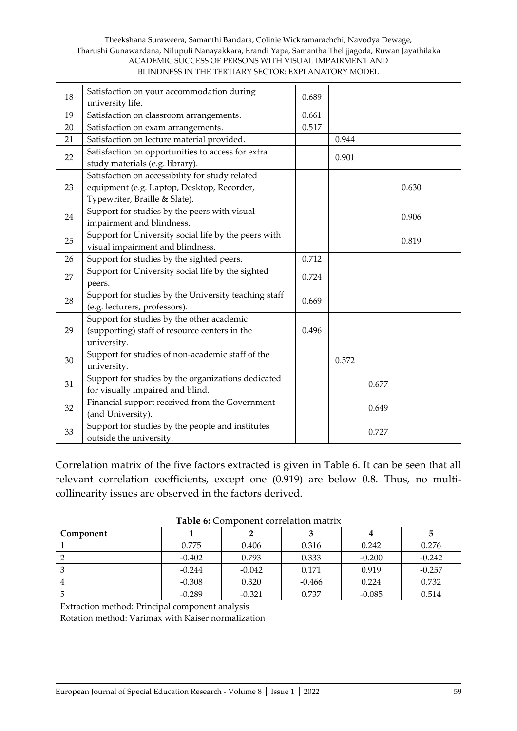| 18 | Satisfaction on your accommodation during university life. | 0.689 | | | | |
|---|---|---|---|---|---|---|
| 19 | Satisfaction on classroom arrangements. | 0.661 | | | | |
| 20 | Satisfaction on exam arrangements. | 0.517 | | | | |
| 21 | Satisfaction on lecture material provided. | | 0.944 | | | |
| 22 | Satisfaction on opportunities to access for extra study materials (e.g. library). | | 0.901 | | | |
| 23 | Satisfaction on accessibility for study related equipment (e.g. Laptop, Desktop, Recorder, Typewriter, Braille & Slate). | | | | 0.630 | |
| 24 | Support for studies by the peers with visual impairment and blindness. | | | | 0.906 | |
| 25 | Support for University social life by the peers with visual impairment and blindness. | | | | 0.819 | |
| 26 | Support for studies by the sighted peers. | 0.712 | | | | |
| 27 | Support for University social life by the sighted peers. | 0.724 | | | | |
| 28 | Support for studies by the University teaching staff (e.g. lecturers, professors). | 0.669 | | | | |
| 29 | Support for studies by the other academic (supporting) staff of resource centers in the university. | 0.496 | | | | |
| 30 | Support for studies of non-academic staff of the university. | | 0.572 | | | |
| 31 | Support for studies by the organizations dedicated for visually impaired and blind. | | | 0.677 | | |
| 32 | Financial support received from the Government (and University). | | | 0.649 | | |
| 33 | Support for studies by the people and institutes outside the university. | | | 0.727 | | |

Correlation matrix of the five factors extracted is given in Table 6. It can be seen that all relevant correlation coefficients, except one (0.919) are below 0.8. Thus, no multi-collinearity issues are observed in the factors derived.

**Table 6:** Component correlation matrix

| Component | 1 | 2 | 3 | 4 | 5 |
|---|---|---|---|---|---|
| 1 | 0.775 | 0.406 | 0.316 | 0.242 | 0.276 |
| 2 | -0.402 | 0.793 | 0.333 | -0.200 | -0.242 |
| 3 | -0.244 | -0.042 | 0.171 | 0.919 | -0.257 |
| 4 | -0.308 | 0.320 | -0.466 | 0.224 | 0.732 |
| 5 | -0.289 | -0.321 | 0.737 | -0.085 | 0.514 |
| Extraction method: Principal component analysis | | | | | |
| Rotation method: Varimax with Kaiser normalization | | | | | |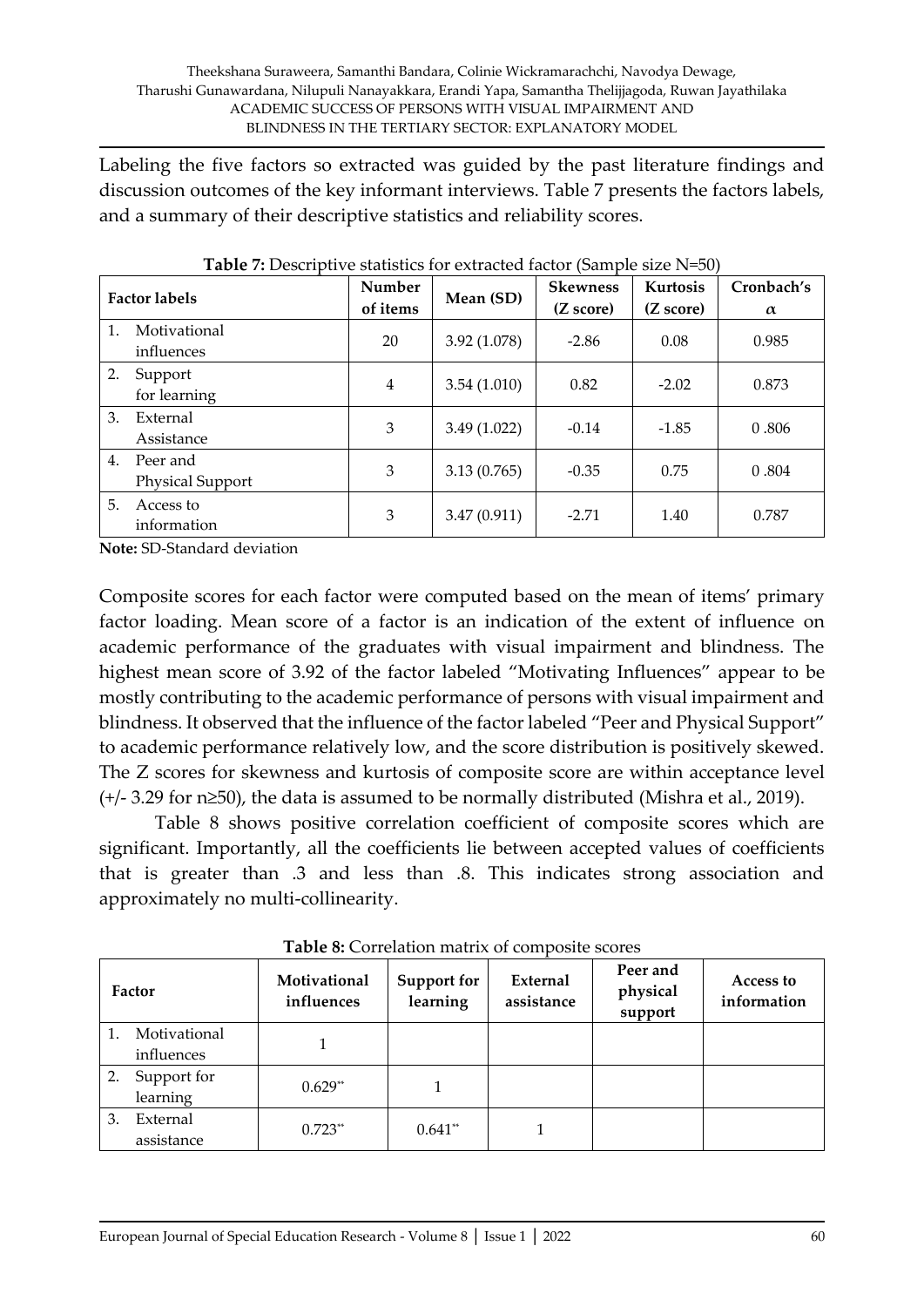Labeling the five factors so extracted was guided by the past literature findings and discussion outcomes of the key informant interviews. Table 7 presents the factors labels, and a summary of their descriptive statistics and reliability scores.

**Table 7:** Descriptive statistics for extracted factor (Sample size N=50)

| Factor labels | Number of items | Mean (SD) | Skewness (Z score) | Kurtosis (Z score) | Cronbach's $\alpha$ |
|---|---|---|---|---|---|
| 1. Motivational influences | 20 | 3.92 (1.078) | -2.86 | 0.08 | 0.985 |
| 2. Support for learning | 4 | 3.54 (1.010) | 0.82 | -2.02 | 0.873 |
| 3. External Assistance | 3 | 3.49 (1.022) | -0.14 | -1.85 | 0 .806 |
| 4. Peer and Physical Support | 3 | 3.13 (0.765) | -0.35 | 0.75 | 0 .804 |
| 5. Access to information | 3 | 3.47 (0.911) | -2.71 | 1.40 | 0.787 |

**Note:** SD-Standard deviation

Composite scores for each factor were computed based on the mean of items' primary factor loading. Mean score of a factor is an indication of the extent of influence on academic performance of the graduates with visual impairment and blindness. The highest mean score of 3.92 of the factor labeled "Motivating Influences" appear to be mostly contributing to the academic performance of persons with visual impairment and blindness. It observed that the influence of the factor labeled "Peer and Physical Support" to academic performance relatively low, and the score distribution is positively skewed. The Z scores for skewness and kurtosis of composite score are within acceptance level (+/- 3.29 for n≥50), the data is assumed to be normally distributed (Mishra et al., 2019).

Table 8 shows positive correlation coefficient of composite scores which are significant. Importantly, all the coefficients lie between accepted values of coefficients that is greater than .3 and less than .8. This indicates strong association and approximately no multi-collinearity.

**Table 8:** Correlation matrix of composite scores

| Factor | Motivational influences | Support for learning | External assistance | Peer and physical support | Access to information |
|---|---|---|---|---|---|
| 1. Motivational influences | 1 | | | | |
| 2. Support for learning | 0.629** | 1 | | | |
| 3. External assistance | 0.723** | 0.641** | 1 | | |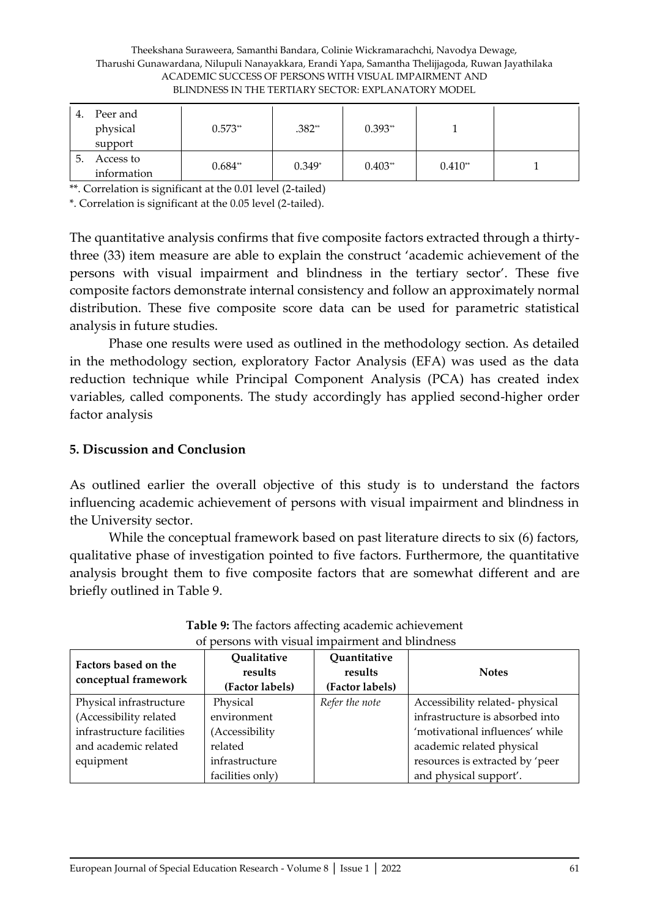| | | | | | |
|---|---|---|---|---|---|
| 4. Peer and physical support | 0.573** | .382** | 0.393** | 1 | |
| 5. Access to information | 0.684** | 0.349* | 0.403** | 0.410** | 1 |

**. Correlation is significant at the 0.01 level (2-tailed)

*. Correlation is significant at the 0.05 level (2-tailed).

The quantitative analysis confirms that five composite factors extracted through a thirty-three (33) item measure are able to explain the construct 'academic achievement of the persons with visual impairment and blindness in the tertiary sector'. These five composite factors demonstrate internal consistency and follow an approximately normal distribution. These five composite score data can be used for parametric statistical analysis in future studies.

Phase one results were used as outlined in the methodology section. As detailed in the methodology section, exploratory Factor Analysis (EFA) was used as the data reduction technique while Principal Component Analysis (PCA) has created index variables, called components. The study accordingly has applied second-higher order factor analysis

## 5. Discussion and Conclusion

As outlined earlier the overall objective of this study is to understand the factors influencing academic achievement of persons with visual impairment and blindness in the University sector.

While the conceptual framework based on past literature directs to six (6) factors, qualitative phase of investigation pointed to five factors. Furthermore, the quantitative analysis brought them to five composite factors that are somewhat different and are briefly outlined in Table 9.

**Table 9:** The factors affecting academic achievement of persons with visual impairment and blindness

| Factors based on the conceptual framework | Qualitative results (Factor labels) | Quantitative results (Factor labels) | Notes |
|---|---|---|---|
| Physical infrastructure (Accessibility related infrastructure facilities and academic related equipment | Physical environment (Accessibility related infrastructure facilities only) | *Refer the note* | Accessibility related- physical infrastructure is absorbed into 'motivational influences' while academic related physical resources is extracted by 'peer and physical support'. |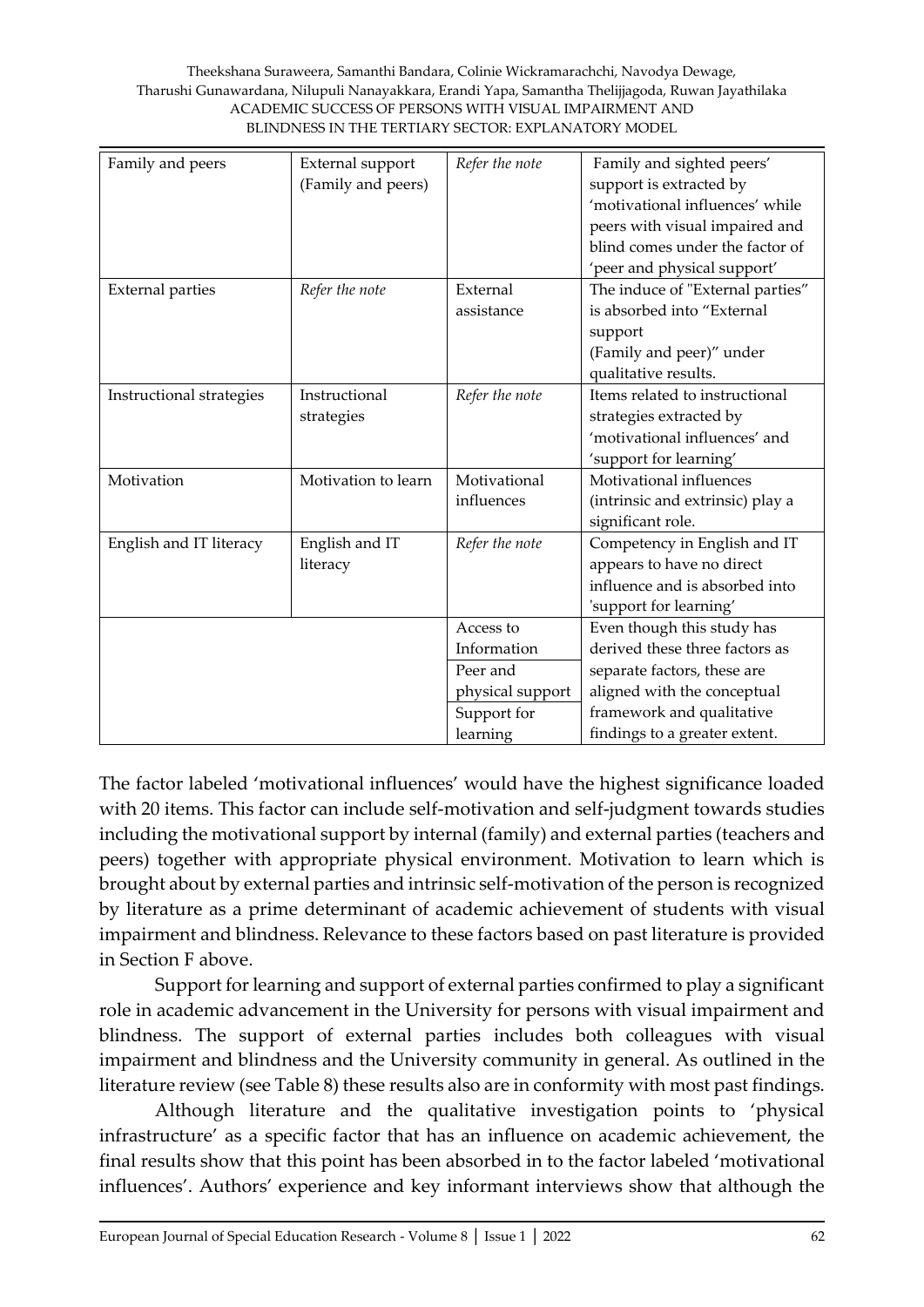| Family and peers | External support (Family and peers) | *Refer the note* | Family and sighted peers' support is extracted by 'motivational influences' while peers with visual impaired and blind comes under the factor of 'peer and physical support' |
|---|---|---|---|
| External parties | *Refer the note* | External assistance | The induce of "External parties" is absorbed into "External support (Family and peer)" under qualitative results. |
| Instructional strategies | Instructional strategies | *Refer the note* | Items related to instructional strategies extracted by 'motivational influences' and 'support for learning' |
| Motivation | Motivation to learn | Motivational influences | Motivational influences (intrinsic and extrinsic) play a significant role. |
| English and IT literacy | English and IT literacy | *Refer the note* | Competency in English and IT appears to have no direct influence and is absorbed into 'support for learning' |
| | | Access to Information | Even though this study has derived these three factors as separate factors, these are aligned with the conceptual framework and qualitative findings to a greater extent. |
| | | Peer and physical support | |
| | | Support for learning | |

The factor labeled 'motivational influences' would have the highest significance loaded with 20 items. This factor can include self-motivation and self-judgment towards studies including the motivational support by internal (family) and external parties (teachers and peers) together with appropriate physical environment. Motivation to learn which is brought about by external parties and intrinsic self-motivation of the person is recognized by literature as a prime determinant of academic achievement of students with visual impairment and blindness. Relevance to these factors based on past literature is provided in Section F above.

Support for learning and support of external parties confirmed to play a significant role in academic advancement in the University for persons with visual impairment and blindness. The support of external parties includes both colleagues with visual impairment and blindness and the University community in general. As outlined in the literature review (see Table 8) these results also are in conformity with most past findings.

Although literature and the qualitative investigation points to 'physical infrastructure' as a specific factor that has an influence on academic achievement, the final results show that this point has been absorbed in to the factor labeled 'motivational influences'. Authors' experience and key informant interviews show that although the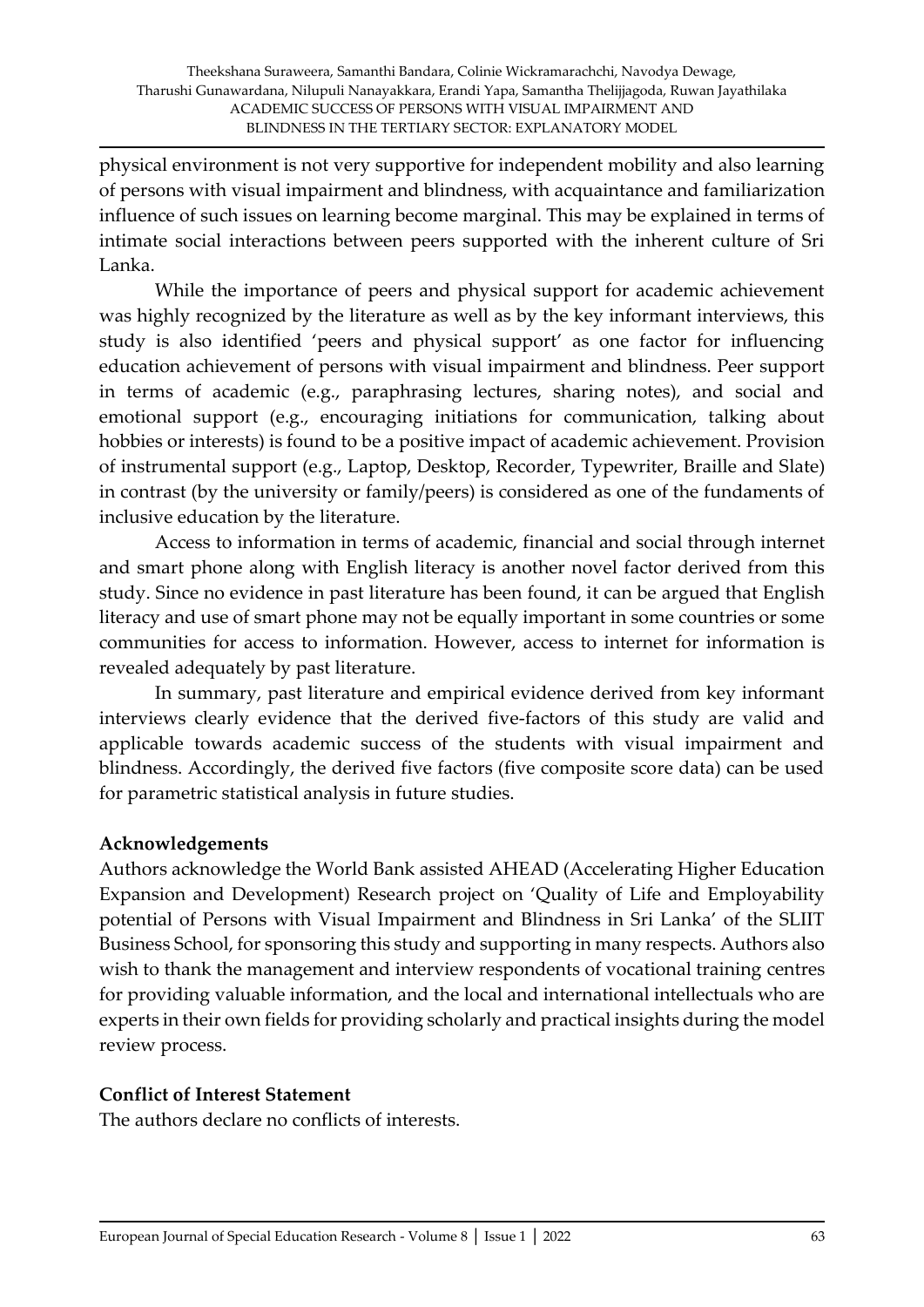physical environment is not very supportive for independent mobility and also learning of persons with visual impairment and blindness, with acquaintance and familiarization influence of such issues on learning become marginal. This may be explained in terms of intimate social interactions between peers supported with the inherent culture of Sri Lanka.

While the importance of peers and physical support for academic achievement was highly recognized by the literature as well as by the key informant interviews, this study is also identified 'peers and physical support' as one factor for influencing education achievement of persons with visual impairment and blindness. Peer support in terms of academic (e.g., paraphrasing lectures, sharing notes), and social and emotional support (e.g., encouraging initiations for communication, talking about hobbies or interests) is found to be a positive impact of academic achievement. Provision of instrumental support (e.g., Laptop, Desktop, Recorder, Typewriter, Braille and Slate) in contrast (by the university or family/peers) is considered as one of the fundaments of inclusive education by the literature.

Access to information in terms of academic, financial and social through internet and smart phone along with English literacy is another novel factor derived from this study. Since no evidence in past literature has been found, it can be argued that English literacy and use of smart phone may not be equally important in some countries or some communities for access to information. However, access to internet for information is revealed adequately by past literature.

In summary, past literature and empirical evidence derived from key informant interviews clearly evidence that the derived five-factors of this study are valid and applicable towards academic success of the students with visual impairment and blindness. Accordingly, the derived five factors (five composite score data) can be used for parametric statistical analysis in future studies.

## Acknowledgements

Authors acknowledge the World Bank assisted AHEAD (Accelerating Higher Education Expansion and Development) Research project on 'Quality of Life and Employability potential of Persons with Visual Impairment and Blindness in Sri Lanka' of the SLIIT Business School, for sponsoring this study and supporting in many respects. Authors also wish to thank the management and interview respondents of vocational training centres for providing valuable information, and the local and international intellectuals who are experts in their own fields for providing scholarly and practical insights during the model review process.

## Conflict of Interest Statement

The authors declare no conflicts of interests.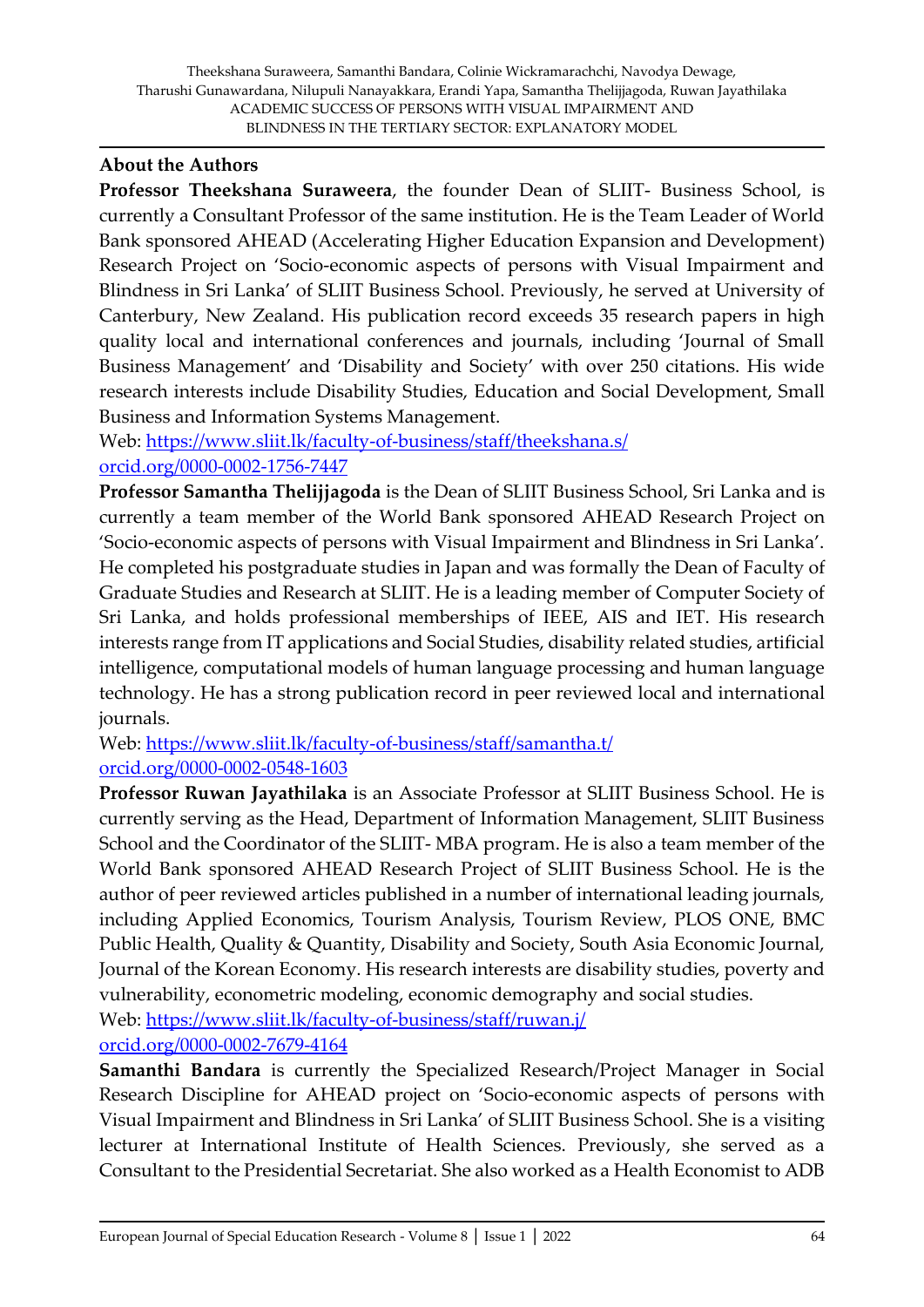## About the Authors

**Professor Theekshana Suraweera**, the founder Dean of SLIIT- Business School, is currently a Consultant Professor of the same institution. He is the Team Leader of World Bank sponsored AHEAD (Accelerating Higher Education Expansion and Development) Research Project on 'Socio-economic aspects of persons with Visual Impairment and Blindness in Sri Lanka' of SLIIT Business School. Previously, he served at University of Canterbury, New Zealand. His publication record exceeds 35 research papers in high quality local and international conferences and journals, including 'Journal of Small Business Management' and 'Disability and Society' with over 250 citations. His wide research interests include Disability Studies, Education and Social Development, Small Business and Information Systems Management.

Web: https://www.sliit.lk/faculty-of-business/staff/theekshana.s/
orcid.org/0000-0002-1756-7447

**Professor Samantha Thelijjagoda** is the Dean of SLIIT Business School, Sri Lanka and is currently a team member of the World Bank sponsored AHEAD Research Project on 'Socio-economic aspects of persons with Visual Impairment and Blindness in Sri Lanka'. He completed his postgraduate studies in Japan and was formally the Dean of Faculty of Graduate Studies and Research at SLIIT. He is a leading member of Computer Society of Sri Lanka, and holds professional memberships of IEEE, AIS and IET. His research interests range from IT applications and Social Studies, disability related studies, artificial intelligence, computational models of human language processing and human language technology. He has a strong publication record in peer reviewed local and international journals.

Web: https://www.sliit.lk/faculty-of-business/staff/samantha.t/
orcid.org/0000-0002-0548-1603

**Professor Ruwan Jayathilaka** is an Associate Professor at SLIIT Business School. He is currently serving as the Head, Department of Information Management, SLIIT Business School and the Coordinator of the SLIIT- MBA program. He is also a team member of the World Bank sponsored AHEAD Research Project of SLIIT Business School. He is the author of peer reviewed articles published in a number of international leading journals, including Applied Economics, Tourism Analysis, Tourism Review, PLOS ONE, BMC Public Health, Quality & Quantity, Disability and Society, South Asia Economic Journal, Journal of the Korean Economy. His research interests are disability studies, poverty and vulnerability, econometric modeling, economic demography and social studies.

Web: https://www.sliit.lk/faculty-of-business/staff/ruwan.j/
orcid.org/0000-0002-7679-4164

**Samanthi Bandara** is currently the Specialized Research/Project Manager in Social Research Discipline for AHEAD project on 'Socio-economic aspects of persons with Visual Impairment and Blindness in Sri Lanka' of SLIIT Business School. She is a visiting lecturer at International Institute of Health Sciences. Previously, she served as a Consultant to the Presidential Secretariat. She also worked as a Health Economist to ADB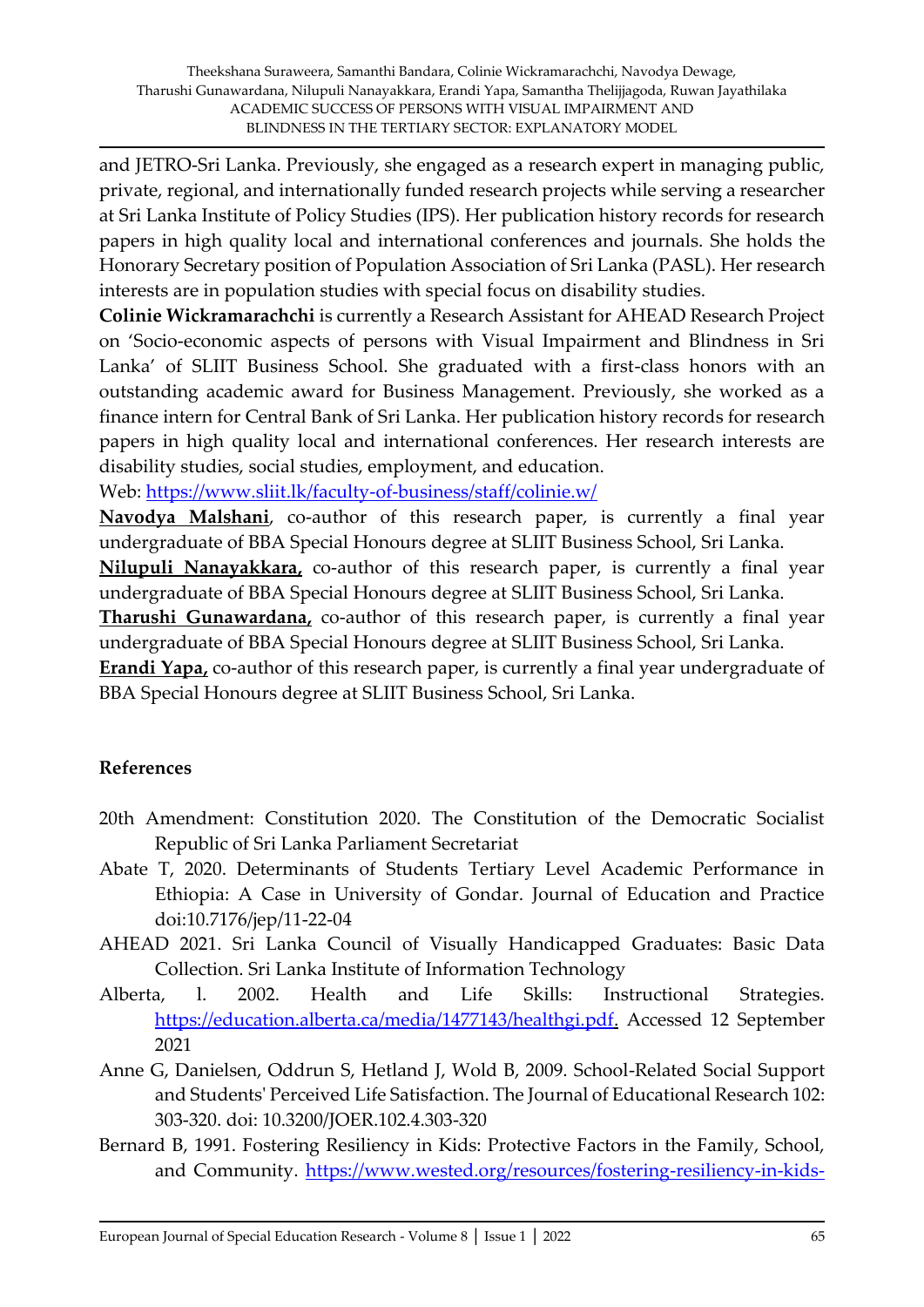and JETRO-Sri Lanka. Previously, she engaged as a research expert in managing public, private, regional, and internationally funded research projects while serving a researcher at Sri Lanka Institute of Policy Studies (IPS). Her publication history records for research papers in high quality local and international conferences and journals. She holds the Honorary Secretary position of Population Association of Sri Lanka (PASL). Her research interests are in population studies with special focus on disability studies.

**Colinie Wickramarachchi** is currently a Research Assistant for AHEAD Research Project on 'Socio-economic aspects of persons with Visual Impairment and Blindness in Sri Lanka' of SLIIT Business School. She graduated with a first-class honors with an outstanding academic award for Business Management. Previously, she worked as a finance intern for Central Bank of Sri Lanka. Her publication history records for research papers in high quality local and international conferences. Her research interests are disability studies, social studies, employment, and education.

Web: https://www.sliit.lk/faculty-of-business/staff/colinie.w/

**Navodya Malshani**, co-author of this research paper, is currently a final year undergraduate of BBA Special Honours degree at SLIIT Business School, Sri Lanka.

**Nilupuli Nanayakkara,** co-author of this research paper, is currently a final year undergraduate of BBA Special Honours degree at SLIIT Business School, Sri Lanka.

**Tharushi Gunawardana,** co-author of this research paper, is currently a final year undergraduate of BBA Special Honours degree at SLIIT Business School, Sri Lanka.

**Erandi Yapa,** co-author of this research paper, is currently a final year undergraduate of BBA Special Honours degree at SLIIT Business School, Sri Lanka.

## References

20th Amendment: Constitution 2020. The Constitution of the Democratic Socialist Republic of Sri Lanka Parliament Secretariat

Abate T, 2020. Determinants of Students Tertiary Level Academic Performance in Ethiopia: A Case in University of Gondar. Journal of Education and Practice doi:10.7176/jep/11-22-04

AHEAD 2021. Sri Lanka Council of Visually Handicapped Graduates: Basic Data Collection. Sri Lanka Institute of Information Technology

Alberta, l. 2002. Health and Life Skills: Instructional Strategies. https://education.alberta.ca/media/1477143/healthgi.pdf. Accessed 12 September 2021

Anne G, Danielsen, Oddrun S, Hetland J, Wold B, 2009. School-Related Social Support and Students' Perceived Life Satisfaction. The Journal of Educational Research 102: 303-320. doi: 10.3200/JOER.102.4.303-320

Bernard B, 1991. Fostering Resiliency in Kids: Protective Factors in the Family, School, and Community. https://www.wested.org/resources/fostering-resiliency-in-kids-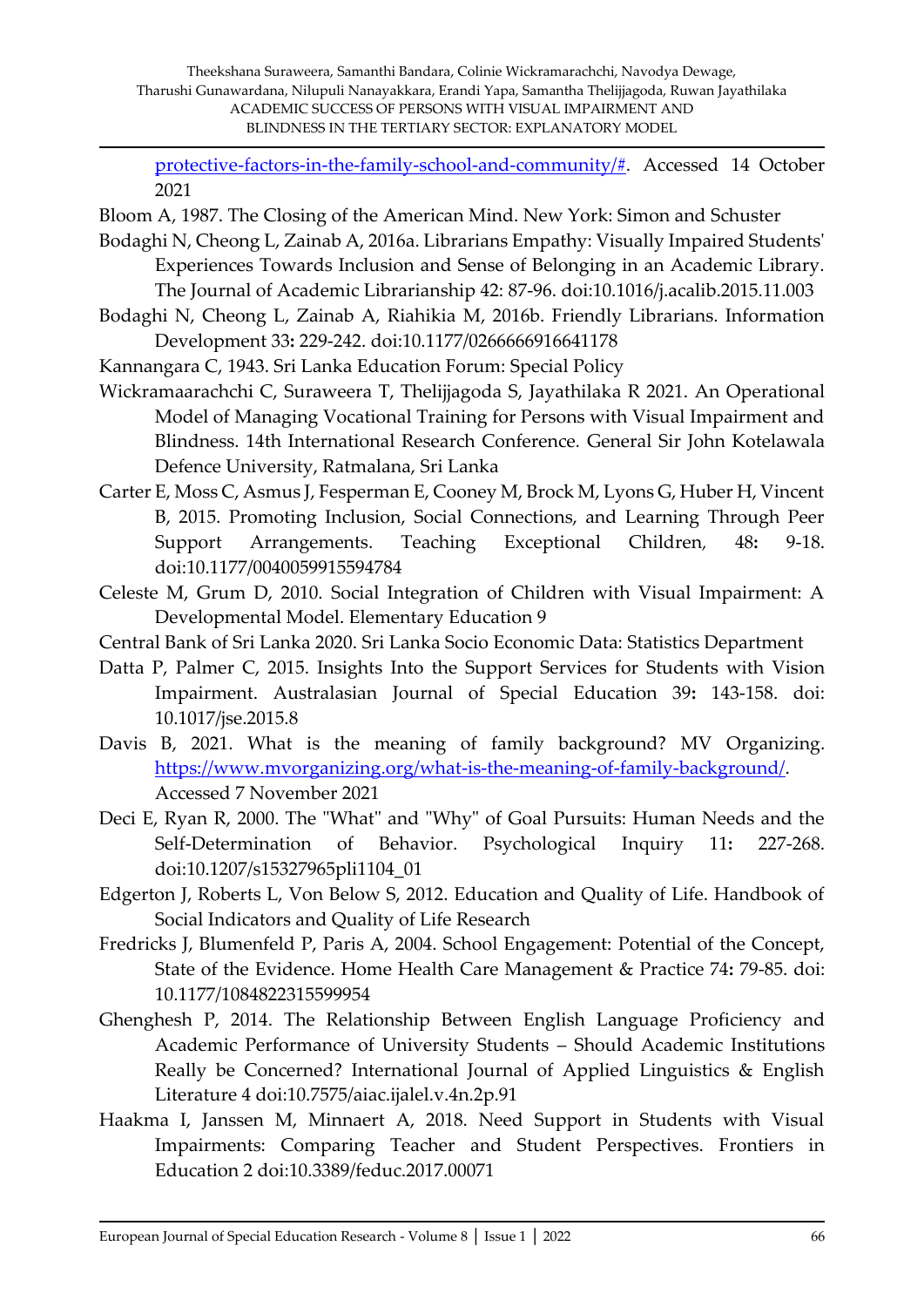protective-factors-in-the-family-school-and-community/#. Accessed 14 October 2021

Bloom A, 1987. The Closing of the American Mind. New York: Simon and Schuster

Bodaghi N, Cheong L, Zainab A, 2016a. Librarians Empathy: Visually Impaired Students' Experiences Towards Inclusion and Sense of Belonging in an Academic Library. The Journal of Academic Librarianship 42: 87-96. doi:10.1016/j.acalib.2015.11.003

Bodaghi N, Cheong L, Zainab A, Riahikia M, 2016b. Friendly Librarians. Information Development 33**:** 229-242. doi:10.1177/0266666916641178

Kannangara C, 1943. Sri Lanka Education Forum: Special Policy

Wickramaarachchi C, Suraweera T, Thelijjagoda S, Jayathilaka R 2021. An Operational Model of Managing Vocational Training for Persons with Visual Impairment and Blindness. 14th International Research Conference. General Sir John Kotelawala Defence University, Ratmalana, Sri Lanka

Carter E, Moss C, Asmus J, Fesperman E, Cooney M, Brock M, Lyons G, Huber H, Vincent B, 2015. Promoting Inclusion, Social Connections, and Learning Through Peer Support Arrangements. Teaching Exceptional Children, 48**:** 9-18. doi:10.1177/0040059915594784

Celeste M, Grum D, 2010. Social Integration of Children with Visual Impairment: A Developmental Model. Elementary Education 9

Central Bank of Sri Lanka 2020. Sri Lanka Socio Economic Data: Statistics Department

Datta P, Palmer C, 2015. Insights Into the Support Services for Students with Vision Impairment. Australasian Journal of Special Education 39**:** 143-158. doi: 10.1017/jse.2015.8

Davis B, 2021. What is the meaning of family background? MV Organizing. https://www.mvorganizing.org/what-is-the-meaning-of-family-background/. Accessed 7 November 2021

Deci E, Ryan R, 2000. The "What" and "Why" of Goal Pursuits: Human Needs and the Self-Determination of Behavior. Psychological Inquiry 11**:** 227-268. doi:10.1207/s15327965pli1104_01

Edgerton J, Roberts L, Von Below S, 2012. Education and Quality of Life. Handbook of Social Indicators and Quality of Life Research

Fredricks J, Blumenfeld P, Paris A, 2004. School Engagement: Potential of the Concept, State of the Evidence. Home Health Care Management & Practice 74**:** 79-85. doi: 10.1177/1084822315599954

Ghenghesh P, 2014. The Relationship Between English Language Proficiency and Academic Performance of University Students – Should Academic Institutions Really be Concerned? International Journal of Applied Linguistics & English Literature 4 doi:10.7575/aiac.ijalel.v.4n.2p.91

Haakma I, Janssen M, Minnaert A, 2018. Need Support in Students with Visual Impairments: Comparing Teacher and Student Perspectives. Frontiers in Education 2 doi:10.3389/feduc.2017.00071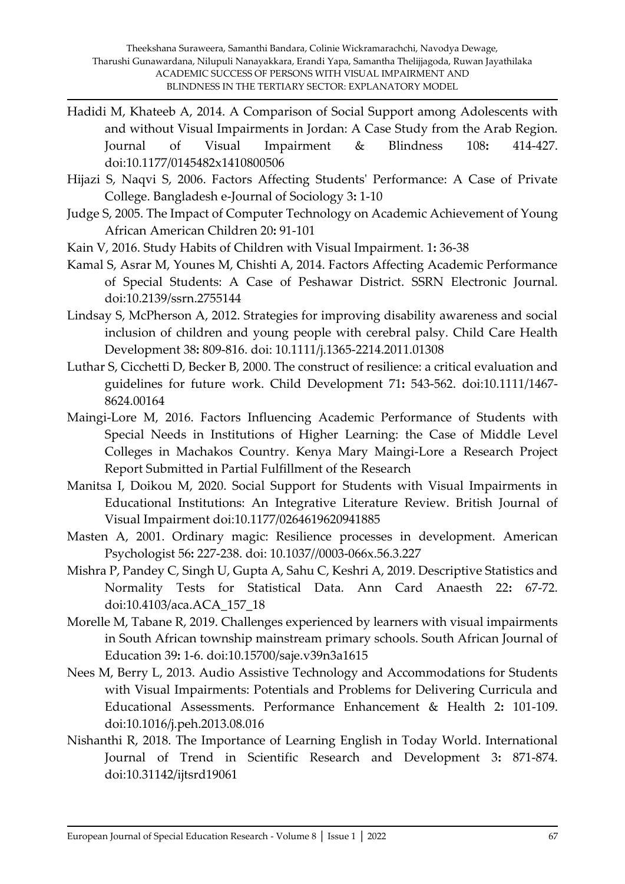Hadidi M, Khateeb A, 2014. A Comparison of Social Support among Adolescents with and without Visual Impairments in Jordan: A Case Study from the Arab Region. Journal of Visual Impairment & Blindness 108**:** 414-427. doi:10.1177/0145482x1410800506

Hijazi S, Naqvi S, 2006. Factors Affecting Students' Performance: A Case of Private College. Bangladesh e-Journal of Sociology 3**:** 1-10

Judge S, 2005. The Impact of Computer Technology on Academic Achievement of Young African American Children 20**:** 91-101

Kain V, 2016. Study Habits of Children with Visual Impairment. 1**:** 36-38

Kamal S, Asrar M, Younes M, Chishti A, 2014. Factors Affecting Academic Performance of Special Students: A Case of Peshawar District. SSRN Electronic Journal. doi:10.2139/ssrn.2755144

Lindsay S, McPherson A, 2012. Strategies for improving disability awareness and social inclusion of children and young people with cerebral palsy. Child Care Health Development 38**:** 809-816. doi: 10.1111/j.1365-2214.2011.01308

Luthar S, Cicchetti D, Becker B, 2000. The construct of resilience: a critical evaluation and guidelines for future work. Child Development 71**:** 543-562. doi:10.1111/1467-8624.00164

Maingi-Lore M, 2016. Factors Influencing Academic Performance of Students with Special Needs in Institutions of Higher Learning: the Case of Middle Level Colleges in Machakos Country. Kenya Mary Maingi-Lore a Research Project Report Submitted in Partial Fulfillment of the Research

Manitsa I, Doikou M, 2020. Social Support for Students with Visual Impairments in Educational Institutions: An Integrative Literature Review. British Journal of Visual Impairment doi:10.1177/0264619620941885

Masten A, 2001. Ordinary magic: Resilience processes in development. American Psychologist 56**:** 227-238. doi: 10.1037//0003-066x.56.3.227

Mishra P, Pandey C, Singh U, Gupta A, Sahu C, Keshri A, 2019. Descriptive Statistics and Normality Tests for Statistical Data. Ann Card Anaesth 22**:** 67-72. doi:10.4103/aca.ACA_157_18

Morelle M, Tabane R, 2019. Challenges experienced by learners with visual impairments in South African township mainstream primary schools. South African Journal of Education 39**:** 1-6. doi:10.15700/saje.v39n3a1615

Nees M, Berry L, 2013. Audio Assistive Technology and Accommodations for Students with Visual Impairments: Potentials and Problems for Delivering Curricula and Educational Assessments. Performance Enhancement & Health 2**:** 101-109. doi:10.1016/j.peh.2013.08.016

Nishanthi R, 2018. The Importance of Learning English in Today World. International Journal of Trend in Scientific Research and Development 3**:** 871-874. doi:10.31142/ijtsrd19061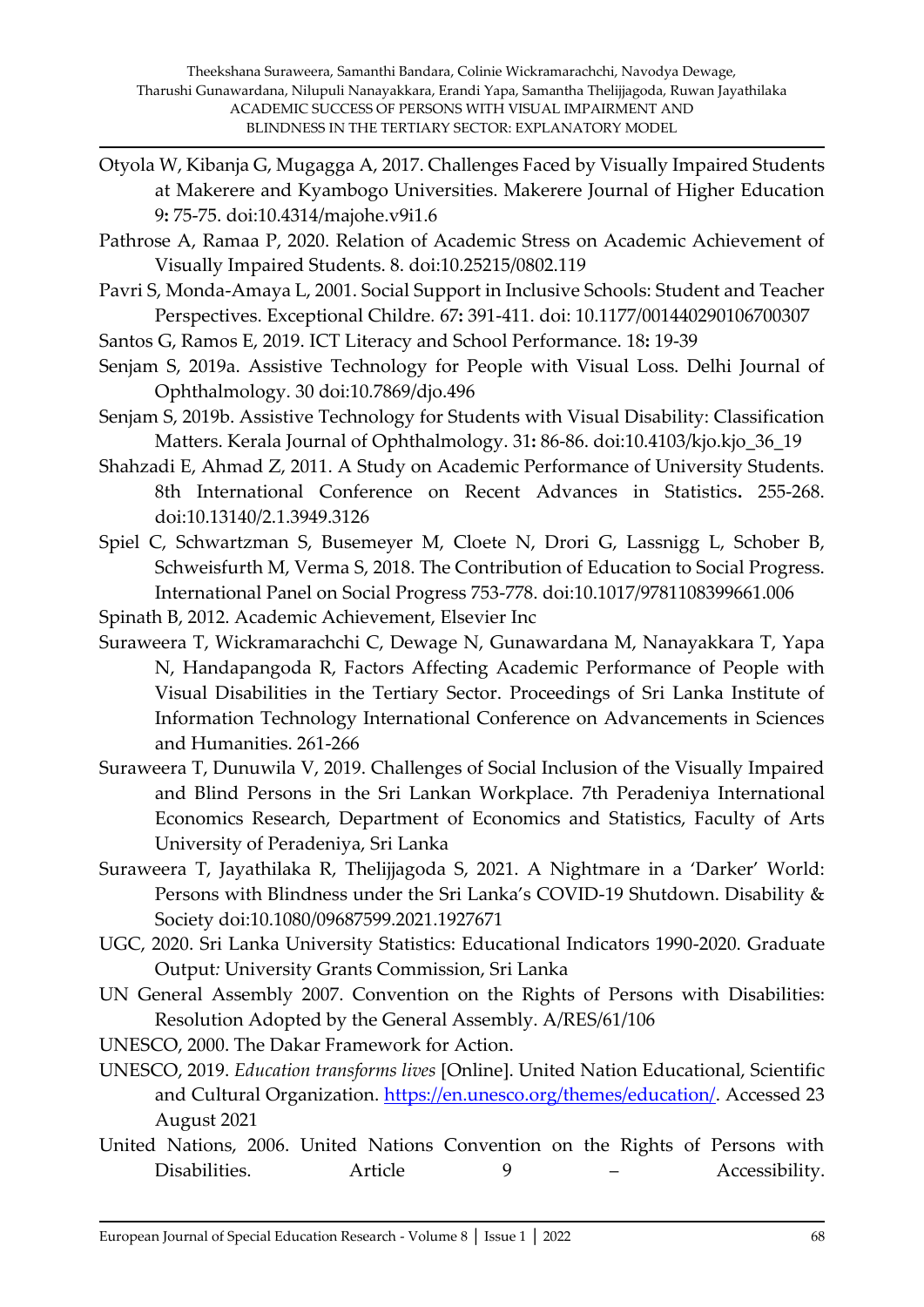Otyola W, Kibanja G, Mugagga A, 2017. Challenges Faced by Visually Impaired Students at Makerere and Kyambogo Universities. Makerere Journal of Higher Education 9**:** 75-75. doi:10.4314/majohe.v9i1.6

Pathrose A, Ramaa P, 2020. Relation of Academic Stress on Academic Achievement of Visually Impaired Students. 8. doi:10.25215/0802.119

Pavri S, Monda-Amaya L, 2001. Social Support in Inclusive Schools: Student and Teacher Perspectives. Exceptional Childre*.* 67**:** 391-411. doi: 10.1177/001440290106700307

Santos G, Ramos E, 2019. ICT Literacy and School Performance. 18**:** 19-39

Senjam S, 2019a. Assistive Technology for People with Visual Loss. Delhi Journal of Ophthalmology. 30 doi:10.7869/djo.496

Senjam S, 2019b. Assistive Technology for Students with Visual Disability: Classification Matters. Kerala Journal of Ophthalmology. 31**:** 86-86. doi:10.4103/kjo.kjo_36_19

Shahzadi E, Ahmad Z, 2011. A Study on Academic Performance of University Students. 8th International Conference on Recent Advances in Statistics**.** 255-268. doi:10.13140/2.1.3949.3126

Spiel C, Schwartzman S, Busemeyer M, Cloete N, Drori G, Lassnigg L, Schober B, Schweisfurth M, Verma S, 2018. The Contribution of Education to Social Progress. International Panel on Social Progress 753-778. doi:10.1017/9781108399661.006

Spinath B, 2012. Academic Achievement, Elsevier Inc

Suraweera T, Wickramarachchi C, Dewage N, Gunawardana M, Nanayakkara T, Yapa N, Handapangoda R, Factors Affecting Academic Performance of People with Visual Disabilities in the Tertiary Sector. Proceedings of Sri Lanka Institute of Information Technology International Conference on Advancements in Sciences and Humanities. 261-266

Suraweera T, Dunuwila V, 2019. Challenges of Social Inclusion of the Visually Impaired and Blind Persons in the Sri Lankan Workplace. 7th Peradeniya International Economics Research, Department of Economics and Statistics, Faculty of Arts University of Peradeniya, Sri Lanka

Suraweera T, Jayathilaka R, Thelijjagoda S, 2021. A Nightmare in a 'Darker' World: Persons with Blindness under the Sri Lanka's COVID-19 Shutdown. Disability & Society doi:10.1080/09687599.2021.1927671

UGC, 2020. Sri Lanka University Statistics: Educational Indicators 1990-2020. Graduate Output*:* University Grants Commission, Sri Lanka

UN General Assembly 2007. Convention on the Rights of Persons with Disabilities: Resolution Adopted by the General Assembly. A/RES/61/106

UNESCO, 2000. The Dakar Framework for Action.

UNESCO, 2019. *Education transforms lives* [Online]. United Nation Educational, Scientific and Cultural Organization. https://en.unesco.org/themes/education/. Accessed 23 August 2021

United Nations, 2006. United Nations Convention on the Rights of Persons with Disabilities. Article 9 – Accessibility.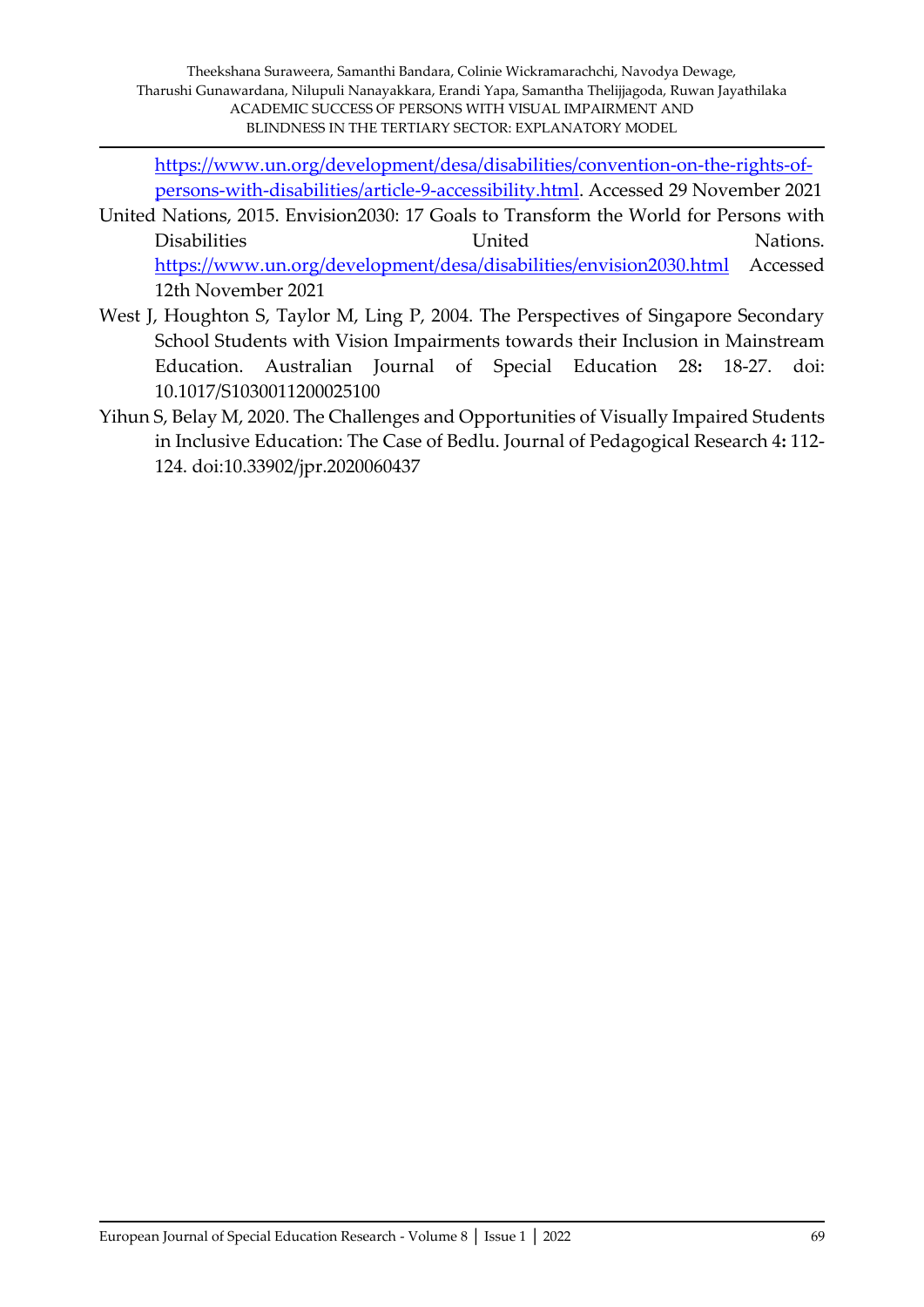https://www.un.org/development/desa/disabilities/convention-on-the-rights-of-persons-with-disabilities/article-9-accessibility.html. Accessed 29 November 2021

United Nations, 2015. Envision2030: 17 Goals to Transform the World for Persons with Disabilities United Nations. https://www.un.org/development/desa/disabilities/envision2030.html Accessed 12th November 2021

West J, Houghton S, Taylor M, Ling P, 2004. The Perspectives of Singapore Secondary School Students with Vision Impairments towards their Inclusion in Mainstream Education. Australian Journal of Special Education 28**:** 18-27. doi: 10.1017/S1030011200025100

Yihun S, Belay M, 2020. The Challenges and Opportunities of Visually Impaired Students in Inclusive Education: The Case of Bedlu. Journal of Pedagogical Research 4**:** 112-124. doi:10.33902/jpr.2020060437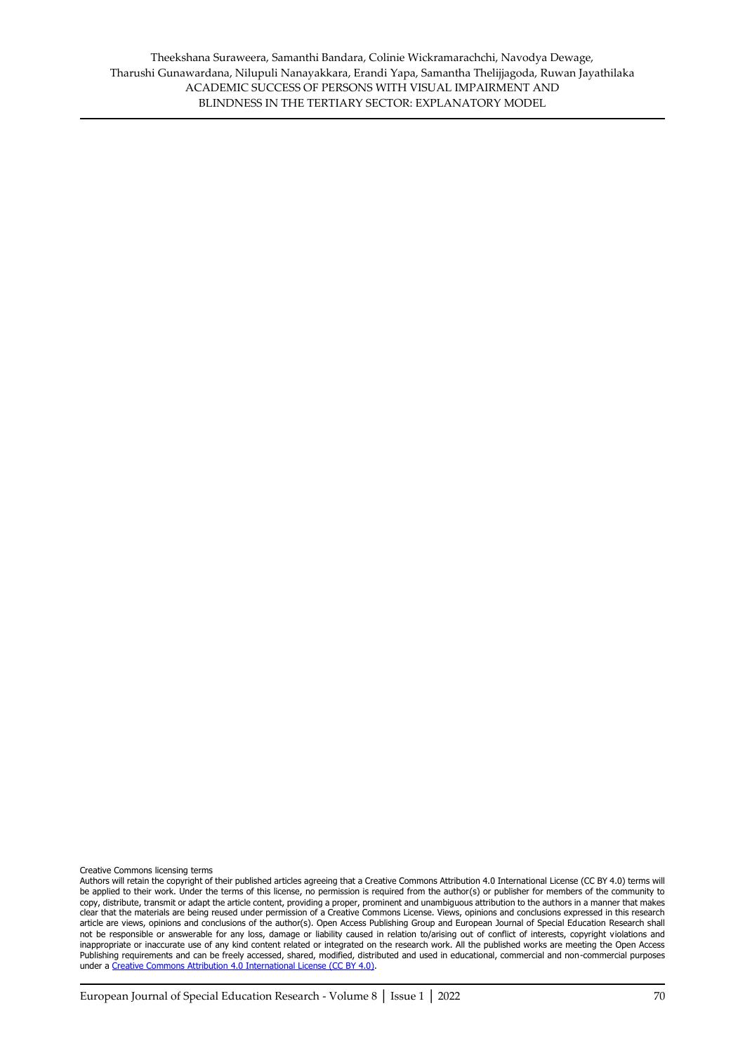Creative Commons licensing terms

Authors will retain the copyright of their published articles agreeing that a Creative Commons Attribution 4.0 International License (CC BY 4.0) terms will be applied to their work. Under the terms of this license, no permission is required from the author(s) or publisher for members of the community to copy, distribute, transmit or adapt the article content, providing a proper, prominent and unambiguous attribution to the authors in a manner that makes clear that the materials are being reused under permission of a Creative Commons License. Views, opinions and conclusions expressed in this research article are views, opinions and conclusions of the author(s). Open Access Publishing Group and European Journal of Special Education Research shall not be responsible or answerable for any loss, damage or liability caused in relation to/arising out of conflict of interests, copyright violations and inappropriate or inaccurate use of any kind content related or integrated on the research work. All the published works are meeting the Open Access Publishing requirements and can be freely accessed, shared, modified, distributed and used in educational, commercial and non-commercial purposes under a Creative Commons Attribution 4.0 International License (CC BY 4.0).